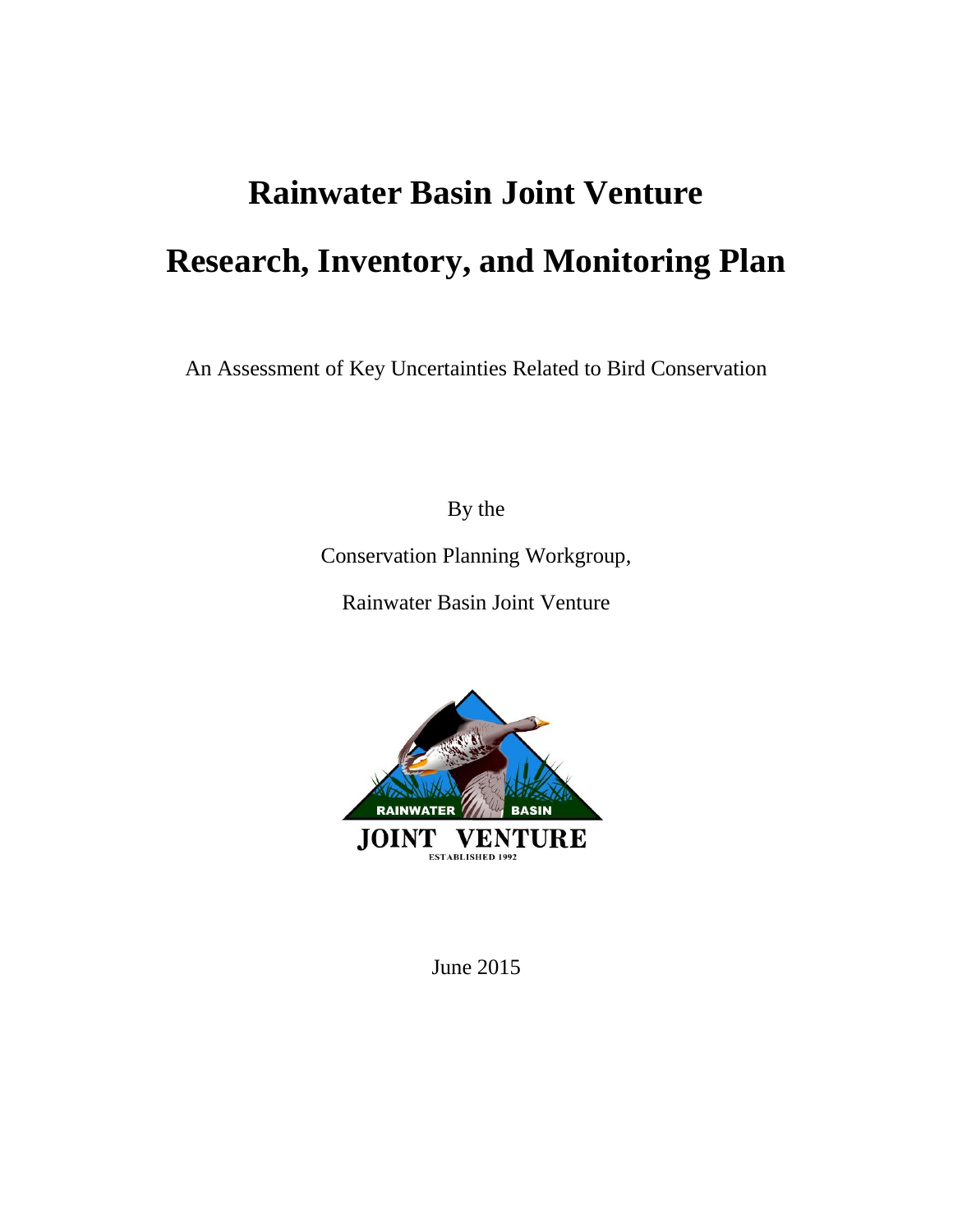# Rainwater Basin Joint Venture

# Research, Inventory, and Monitoring Plan

An Assessment of Key Uncertainties Related to Bird Conservation

By the

Conservation Planning Workgroup,

Rainwater Basin Joint Venture

June 2015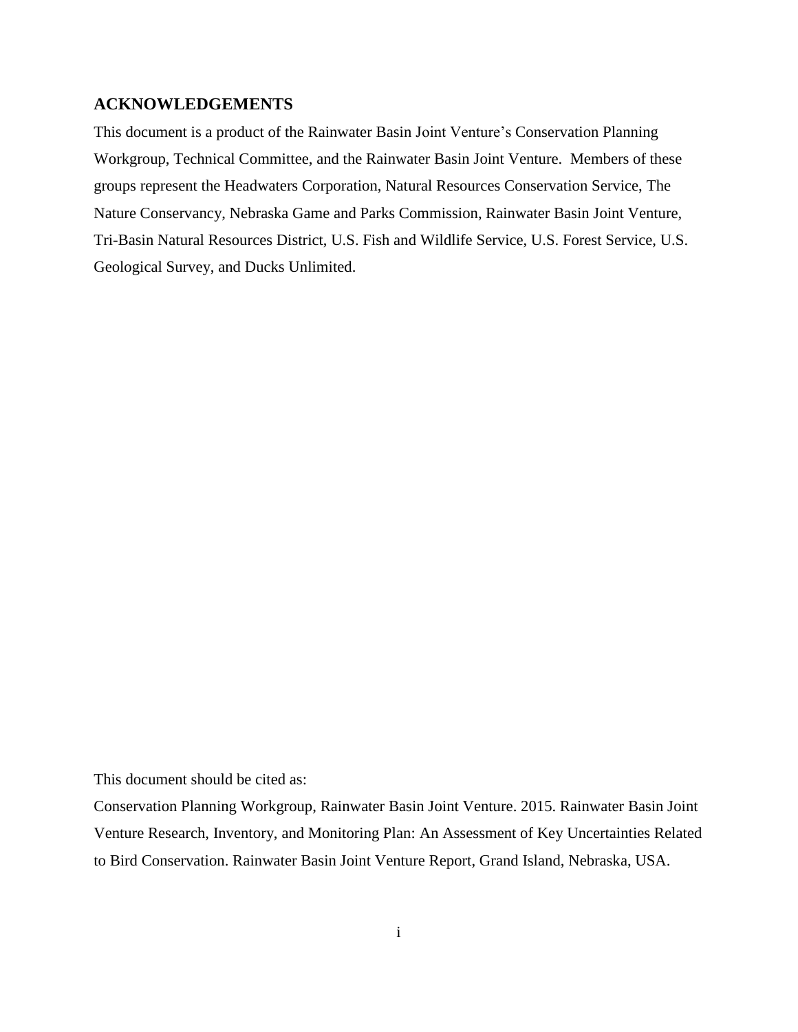## ACKNOWLEDGEMENTS

This document is a product of the Rainwater Basin Joint Venture's Conservation Planning Workgroup, Technical Committee, and the Rainwater Basin Joint Venture. Members of these groups represent the Headwaters Corporation, Natural Resources Conservation Service, The Nature Conservancy, Nebraska Game and Parks Commission, Rainwater Basin Joint Venture, Tri-Basin Natural Resources District, U.S. Fish and Wildlife Service, U.S. Forest Service, U.S. Geological Survey, and Ducks Unlimited.

This document should be cited as:

Conservation Planning Workgroup, Rainwater Basin Joint Venture. 2015. Rainwater Basin Joint Venture Research, Inventory, and Monitoring Plan: An Assessment of Key Uncertainties Related to Bird Conservation. Rainwater Basin Joint Venture Report, Grand Island, Nebraska, USA.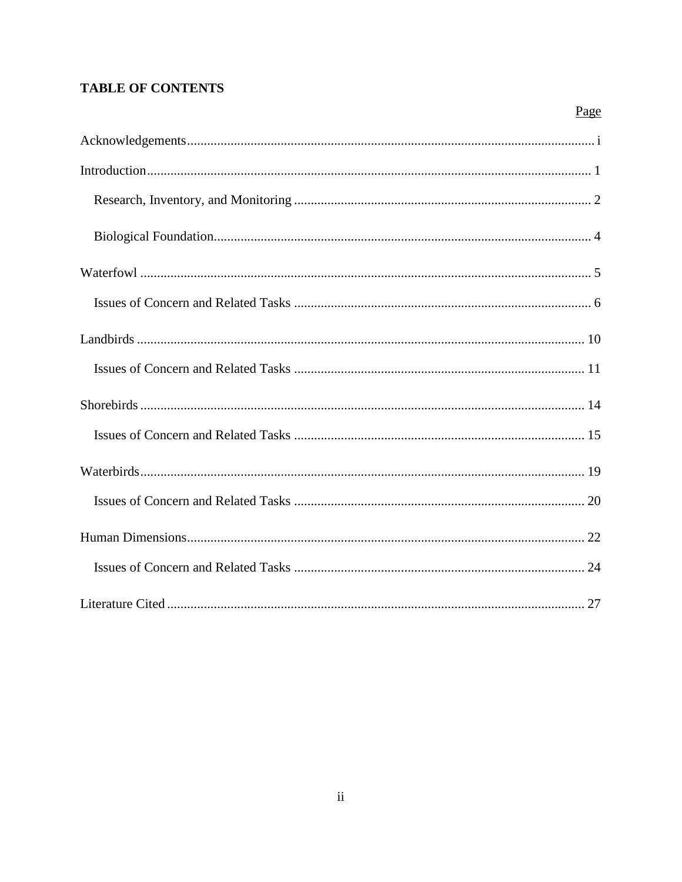## TABLE OF CONTENTS

| | Page |
|---|---|
| Acknowledgements | i |
| Introduction | 1 |
| Research, Inventory, and Monitoring | 2 |
| Biological Foundation | 4 |
| Waterfowl | 5 |
| Issues of Concern and Related Tasks | 6 |
| Landbirds | 10 |
| Issues of Concern and Related Tasks | 11 |
| Shorebirds | 14 |
| Issues of Concern and Related Tasks | 15 |
| Waterbirds | 19 |
| Issues of Concern and Related Tasks | 20 |
| Human Dimensions | 22 |
| Issues of Concern and Related Tasks | 24 |
| Literature Cited | 27 |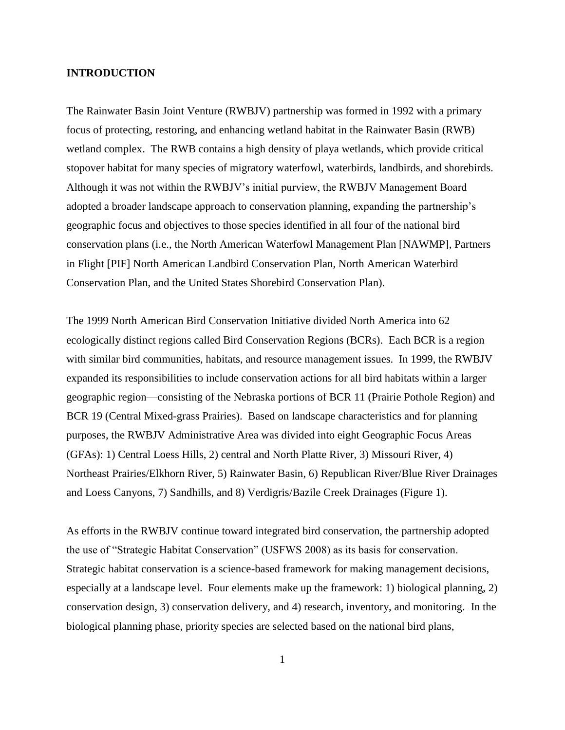## INTRODUCTION

The Rainwater Basin Joint Venture (RWBJV) partnership was formed in 1992 with a primary focus of protecting, restoring, and enhancing wetland habitat in the Rainwater Basin (RWB) wetland complex. The RWB contains a high density of playa wetlands, which provide critical stopover habitat for many species of migratory waterfowl, waterbirds, landbirds, and shorebirds. Although it was not within the RWBJV's initial purview, the RWBJV Management Board adopted a broader landscape approach to conservation planning, expanding the partnership's geographic focus and objectives to those species identified in all four of the national bird conservation plans (i.e., the North American Waterfowl Management Plan [NAWMP], Partners in Flight [PIF] North American Landbird Conservation Plan, North American Waterbird Conservation Plan, and the United States Shorebird Conservation Plan).

The 1999 North American Bird Conservation Initiative divided North America into 62 ecologically distinct regions called Bird Conservation Regions (BCRs). Each BCR is a region with similar bird communities, habitats, and resource management issues. In 1999, the RWBJV expanded its responsibilities to include conservation actions for all bird habitats within a larger geographic region—consisting of the Nebraska portions of BCR 11 (Prairie Pothole Region) and BCR 19 (Central Mixed-grass Prairies). Based on landscape characteristics and for planning purposes, the RWBJV Administrative Area was divided into eight Geographic Focus Areas (GFAs): 1) Central Loess Hills, 2) central and North Platte River, 3) Missouri River, 4) Northeast Prairies/Elkhorn River, 5) Rainwater Basin, 6) Republican River/Blue River Drainages and Loess Canyons, 7) Sandhills, and 8) Verdigris/Bazile Creek Drainages (Figure 1).

As efforts in the RWBJV continue toward integrated bird conservation, the partnership adopted the use of "Strategic Habitat Conservation" (USFWS 2008) as its basis for conservation. Strategic habitat conservation is a science-based framework for making management decisions, especially at a landscape level. Four elements make up the framework: 1) biological planning, 2) conservation design, 3) conservation delivery, and 4) research, inventory, and monitoring. In the biological planning phase, priority species are selected based on the national bird plans,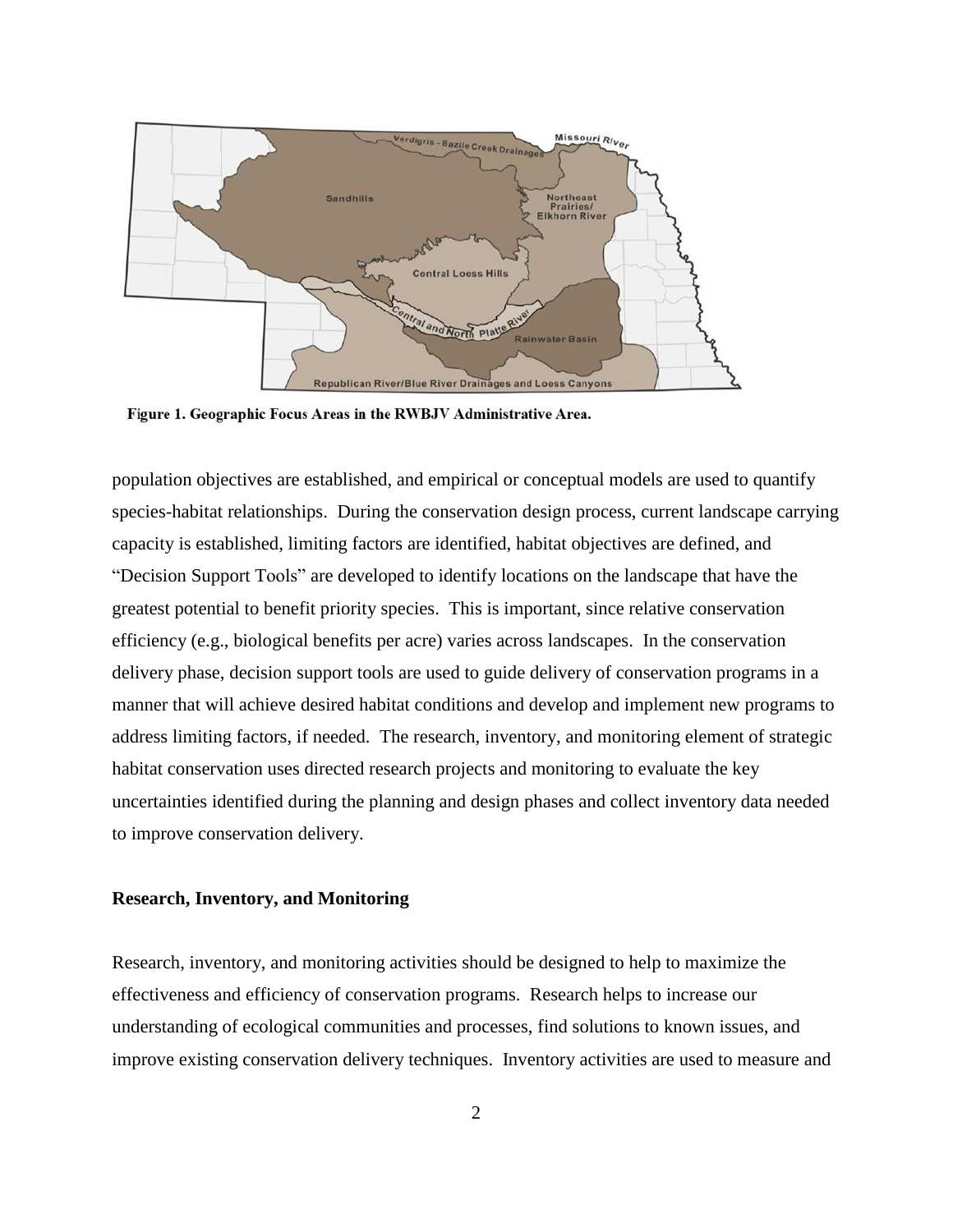Figure 1. Geographic Focus Areas in the RWBJV Administrative Area.

population objectives are established, and empirical or conceptual models are used to quantify species-habitat relationships. During the conservation design process, current landscape carrying capacity is established, limiting factors are identified, habitat objectives are defined, and "Decision Support Tools" are developed to identify locations on the landscape that have the greatest potential to benefit priority species. This is important, since relative conservation efficiency (e.g., biological benefits per acre) varies across landscapes. In the conservation delivery phase, decision support tools are used to guide delivery of conservation programs in a manner that will achieve desired habitat conditions and develop and implement new programs to address limiting factors, if needed. The research, inventory, and monitoring element of strategic habitat conservation uses directed research projects and monitoring to evaluate the key uncertainties identified during the planning and design phases and collect inventory data needed to improve conservation delivery.

**Research, Inventory, and Monitoring**

Research, inventory, and monitoring activities should be designed to help to maximize the effectiveness and efficiency of conservation programs. Research helps to increase our understanding of ecological communities and processes, find solutions to known issues, and improve existing conservation delivery techniques. Inventory activities are used to measure and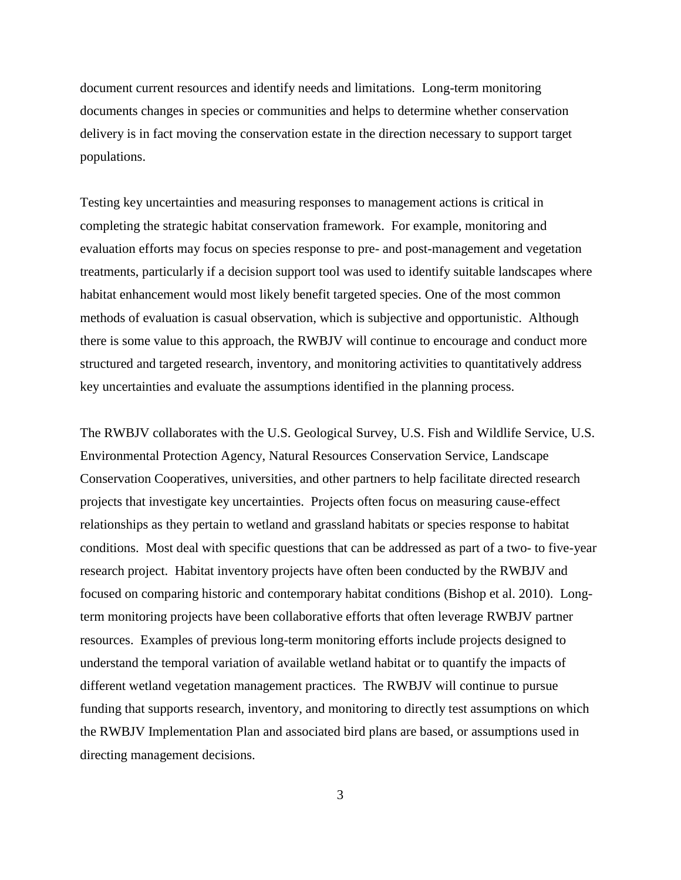document current resources and identify needs and limitations. Long-term monitoring documents changes in species or communities and helps to determine whether conservation delivery is in fact moving the conservation estate in the direction necessary to support target populations.

Testing key uncertainties and measuring responses to management actions is critical in completing the strategic habitat conservation framework. For example, monitoring and evaluation efforts may focus on species response to pre- and post-management and vegetation treatments, particularly if a decision support tool was used to identify suitable landscapes where habitat enhancement would most likely benefit targeted species. One of the most common methods of evaluation is casual observation, which is subjective and opportunistic. Although there is some value to this approach, the RWBJV will continue to encourage and conduct more structured and targeted research, inventory, and monitoring activities to quantitatively address key uncertainties and evaluate the assumptions identified in the planning process.

The RWBJV collaborates with the U.S. Geological Survey, U.S. Fish and Wildlife Service, U.S. Environmental Protection Agency, Natural Resources Conservation Service, Landscape Conservation Cooperatives, universities, and other partners to help facilitate directed research projects that investigate key uncertainties. Projects often focus on measuring cause-effect relationships as they pertain to wetland and grassland habitats or species response to habitat conditions. Most deal with specific questions that can be addressed as part of a two- to five-year research project. Habitat inventory projects have often been conducted by the RWBJV and focused on comparing historic and contemporary habitat conditions (Bishop et al. 2010). Long-term monitoring projects have been collaborative efforts that often leverage RWBJV partner resources. Examples of previous long-term monitoring efforts include projects designed to understand the temporal variation of available wetland habitat or to quantify the impacts of different wetland vegetation management practices. The RWBJV will continue to pursue funding that supports research, inventory, and monitoring to directly test assumptions on which the RWBJV Implementation Plan and associated bird plans are based, or assumptions used in directing management decisions.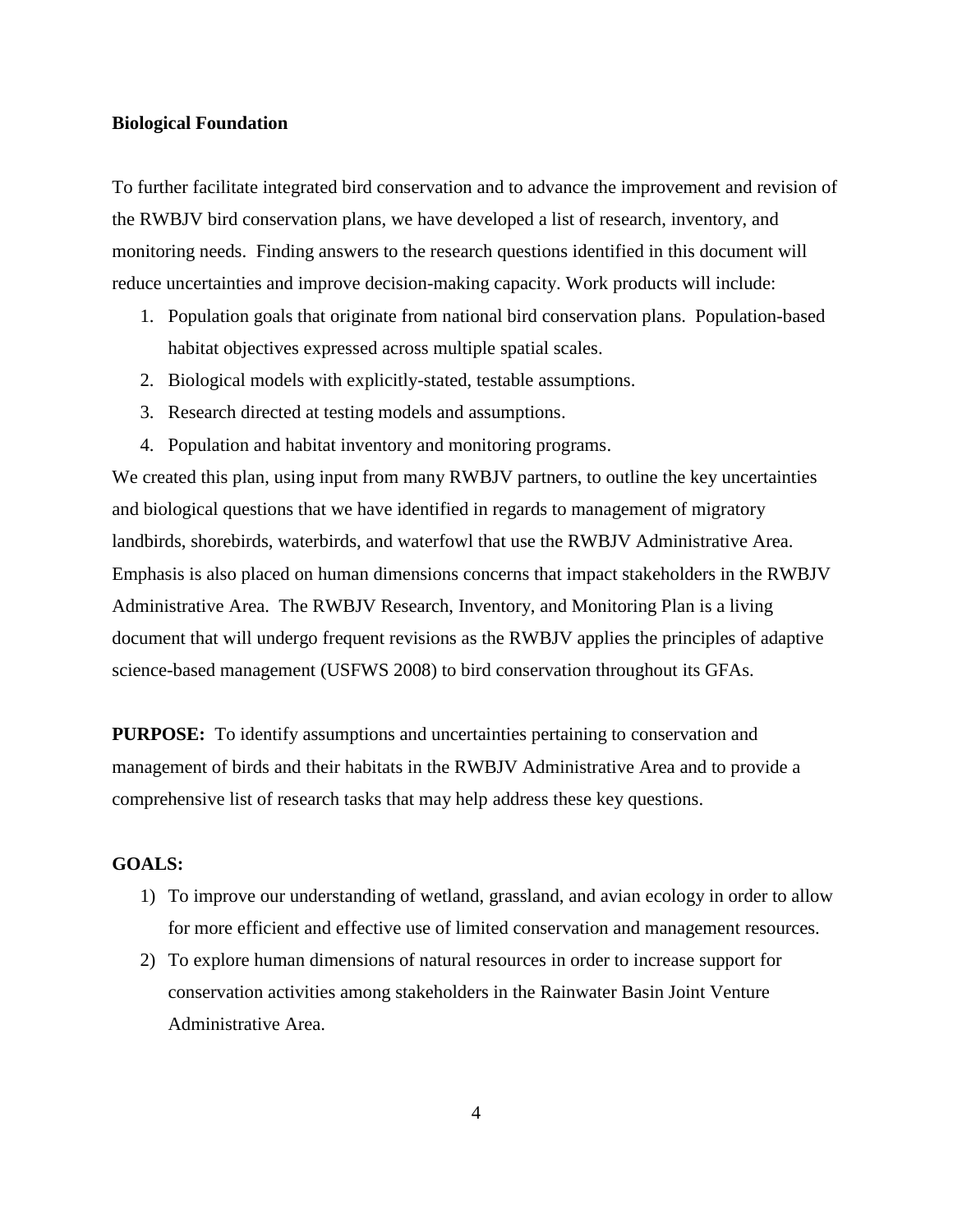**Biological Foundation**

To further facilitate integrated bird conservation and to advance the improvement and revision of the RWBJV bird conservation plans, we have developed a list of research, inventory, and monitoring needs. Finding answers to the research questions identified in this document will reduce uncertainties and improve decision-making capacity. Work products will include:

1. Population goals that originate from national bird conservation plans. Population-based habitat objectives expressed across multiple spatial scales.
2. Biological models with explicitly-stated, testable assumptions.
3. Research directed at testing models and assumptions.
4. Population and habitat inventory and monitoring programs.

We created this plan, using input from many RWBJV partners, to outline the key uncertainties and biological questions that we have identified in regards to management of migratory landbirds, shorebirds, waterbirds, and waterfowl that use the RWBJV Administrative Area. Emphasis is also placed on human dimensions concerns that impact stakeholders in the RWBJV Administrative Area. The RWBJV Research, Inventory, and Monitoring Plan is a living document that will undergo frequent revisions as the RWBJV applies the principles of adaptive science-based management (USFWS 2008) to bird conservation throughout its GFAs.

**PURPOSE:** To identify assumptions and uncertainties pertaining to conservation and management of birds and their habitats in the RWBJV Administrative Area and to provide a comprehensive list of research tasks that may help address these key questions.

**GOALS:**

1) To improve our understanding of wetland, grassland, and avian ecology in order to allow for more efficient and effective use of limited conservation and management resources.
2) To explore human dimensions of natural resources in order to increase support for conservation activities among stakeholders in the Rainwater Basin Joint Venture Administrative Area.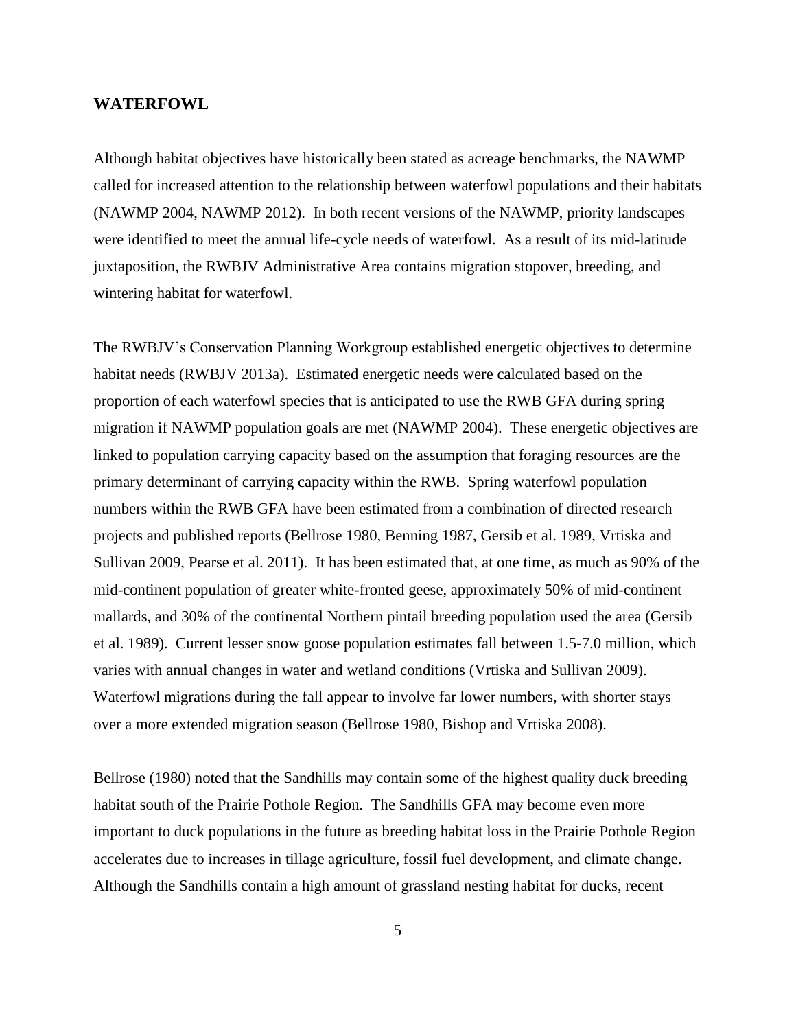## WATERFOWL

Although habitat objectives have historically been stated as acreage benchmarks, the NAWMP called for increased attention to the relationship between waterfowl populations and their habitats (NAWMP 2004, NAWMP 2012). In both recent versions of the NAWMP, priority landscapes were identified to meet the annual life-cycle needs of waterfowl. As a result of its mid-latitude juxtaposition, the RWBJV Administrative Area contains migration stopover, breeding, and wintering habitat for waterfowl.

The RWBJV's Conservation Planning Workgroup established energetic objectives to determine habitat needs (RWBJV 2013a). Estimated energetic needs were calculated based on the proportion of each waterfowl species that is anticipated to use the RWB GFA during spring migration if NAWMP population goals are met (NAWMP 2004). These energetic objectives are linked to population carrying capacity based on the assumption that foraging resources are the primary determinant of carrying capacity within the RWB. Spring waterfowl population numbers within the RWB GFA have been estimated from a combination of directed research projects and published reports (Bellrose 1980, Benning 1987, Gersib et al. 1989, Vrtiska and Sullivan 2009, Pearse et al. 2011). It has been estimated that, at one time, as much as 90% of the mid-continent population of greater white-fronted geese, approximately 50% of mid-continent mallards, and 30% of the continental Northern pintail breeding population used the area (Gersib et al. 1989). Current lesser snow goose population estimates fall between 1.5-7.0 million, which varies with annual changes in water and wetland conditions (Vrtiska and Sullivan 2009). Waterfowl migrations during the fall appear to involve far lower numbers, with shorter stays over a more extended migration season (Bellrose 1980, Bishop and Vrtiska 2008).

Bellrose (1980) noted that the Sandhills may contain some of the highest quality duck breeding habitat south of the Prairie Pothole Region. The Sandhills GFA may become even more important to duck populations in the future as breeding habitat loss in the Prairie Pothole Region accelerates due to increases in tillage agriculture, fossil fuel development, and climate change. Although the Sandhills contain a high amount of grassland nesting habitat for ducks, recent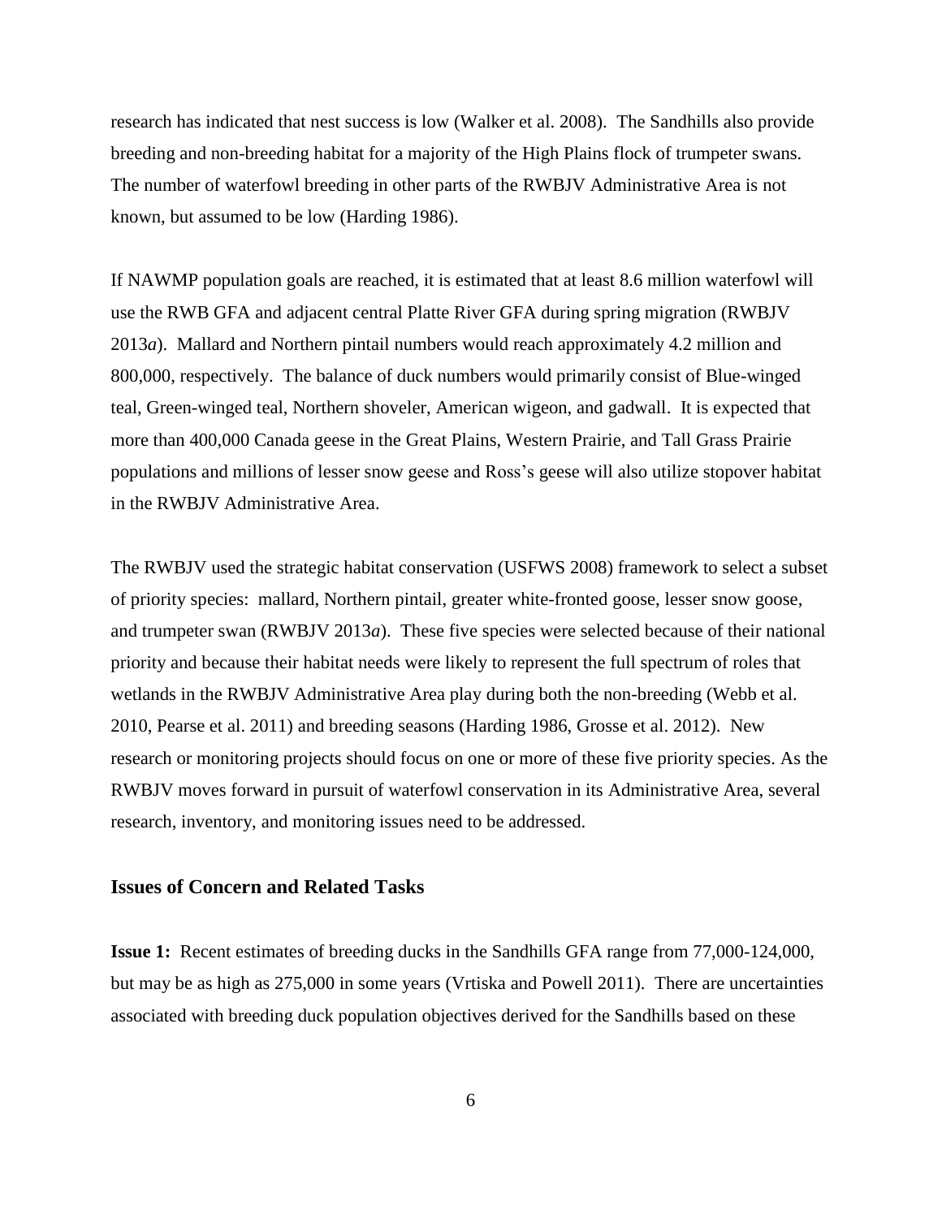research has indicated that nest success is low (Walker et al. 2008). The Sandhills also provide breeding and non-breeding habitat for a majority of the High Plains flock of trumpeter swans. The number of waterfowl breeding in other parts of the RWBJV Administrative Area is not known, but assumed to be low (Harding 1986).

If NAWMP population goals are reached, it is estimated that at least 8.6 million waterfowl will use the RWB GFA and adjacent central Platte River GFA during spring migration (RWBJV 2013*a*). Mallard and Northern pintail numbers would reach approximately 4.2 million and 800,000, respectively. The balance of duck numbers would primarily consist of Blue-winged teal, Green-winged teal, Northern shoveler, American wigeon, and gadwall. It is expected that more than 400,000 Canada geese in the Great Plains, Western Prairie, and Tall Grass Prairie populations and millions of lesser snow geese and Ross's geese will also utilize stopover habitat in the RWBJV Administrative Area.

The RWBJV used the strategic habitat conservation (USFWS 2008) framework to select a subset of priority species: mallard, Northern pintail, greater white-fronted goose, lesser snow goose, and trumpeter swan (RWBJV 2013*a*). These five species were selected because of their national priority and because their habitat needs were likely to represent the full spectrum of roles that wetlands in the RWBJV Administrative Area play during both the non-breeding (Webb et al. 2010, Pearse et al. 2011) and breeding seasons (Harding 1986, Grosse et al. 2012). New research or monitoring projects should focus on one or more of these five priority species. As the RWBJV moves forward in pursuit of waterfowl conservation in its Administrative Area, several research, inventory, and monitoring issues need to be addressed.

### Issues of Concern and Related Tasks

**Issue 1:** Recent estimates of breeding ducks in the Sandhills GFA range from 77,000-124,000, but may be as high as 275,000 in some years (Vrtiska and Powell 2011). There are uncertainties associated with breeding duck population objectives derived for the Sandhills based on these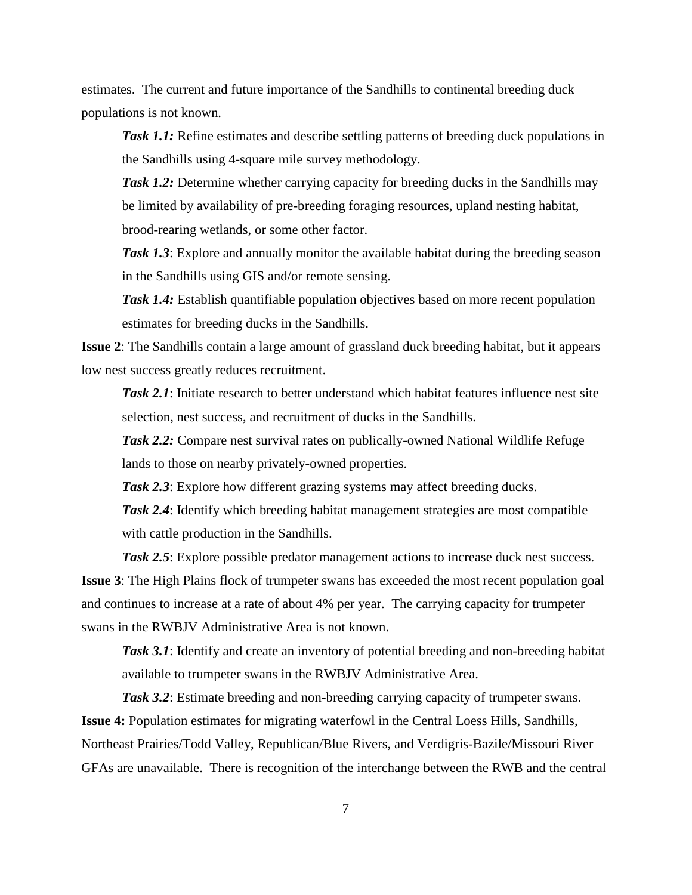estimates. The current and future importance of the Sandhills to continental breeding duck populations is not known.

***Task 1.1:*** Refine estimates and describe settling patterns of breeding duck populations in the Sandhills using 4-square mile survey methodology.

***Task 1.2:*** Determine whether carrying capacity for breeding ducks in the Sandhills may be limited by availability of pre-breeding foraging resources, upland nesting habitat, brood-rearing wetlands, or some other factor.

***Task 1.3***: Explore and annually monitor the available habitat during the breeding season in the Sandhills using GIS and/or remote sensing.

***Task 1.4:*** Establish quantifiable population objectives based on more recent population estimates for breeding ducks in the Sandhills.

**Issue 2**: The Sandhills contain a large amount of grassland duck breeding habitat, but it appears low nest success greatly reduces recruitment.

***Task 2.1***: Initiate research to better understand which habitat features influence nest site selection, nest success, and recruitment of ducks in the Sandhills.

***Task 2.2:*** Compare nest survival rates on publically-owned National Wildlife Refuge lands to those on nearby privately-owned properties.

***Task 2.3***: Explore how different grazing systems may affect breeding ducks.

***Task 2.4***: Identify which breeding habitat management strategies are most compatible with cattle production in the Sandhills.

***Task 2.5***: Explore possible predator management actions to increase duck nest success.

**Issue 3**: The High Plains flock of trumpeter swans has exceeded the most recent population goal and continues to increase at a rate of about 4% per year. The carrying capacity for trumpeter swans in the RWBJV Administrative Area is not known.

***Task 3.1***: Identify and create an inventory of potential breeding and non-breeding habitat available to trumpeter swans in the RWBJV Administrative Area.

***Task 3.2***: Estimate breeding and non-breeding carrying capacity of trumpeter swans.

**Issue 4:** Population estimates for migrating waterfowl in the Central Loess Hills, Sandhills, Northeast Prairies/Todd Valley, Republican/Blue Rivers, and Verdigris-Bazile/Missouri River GFAs are unavailable. There is recognition of the interchange between the RWB and the central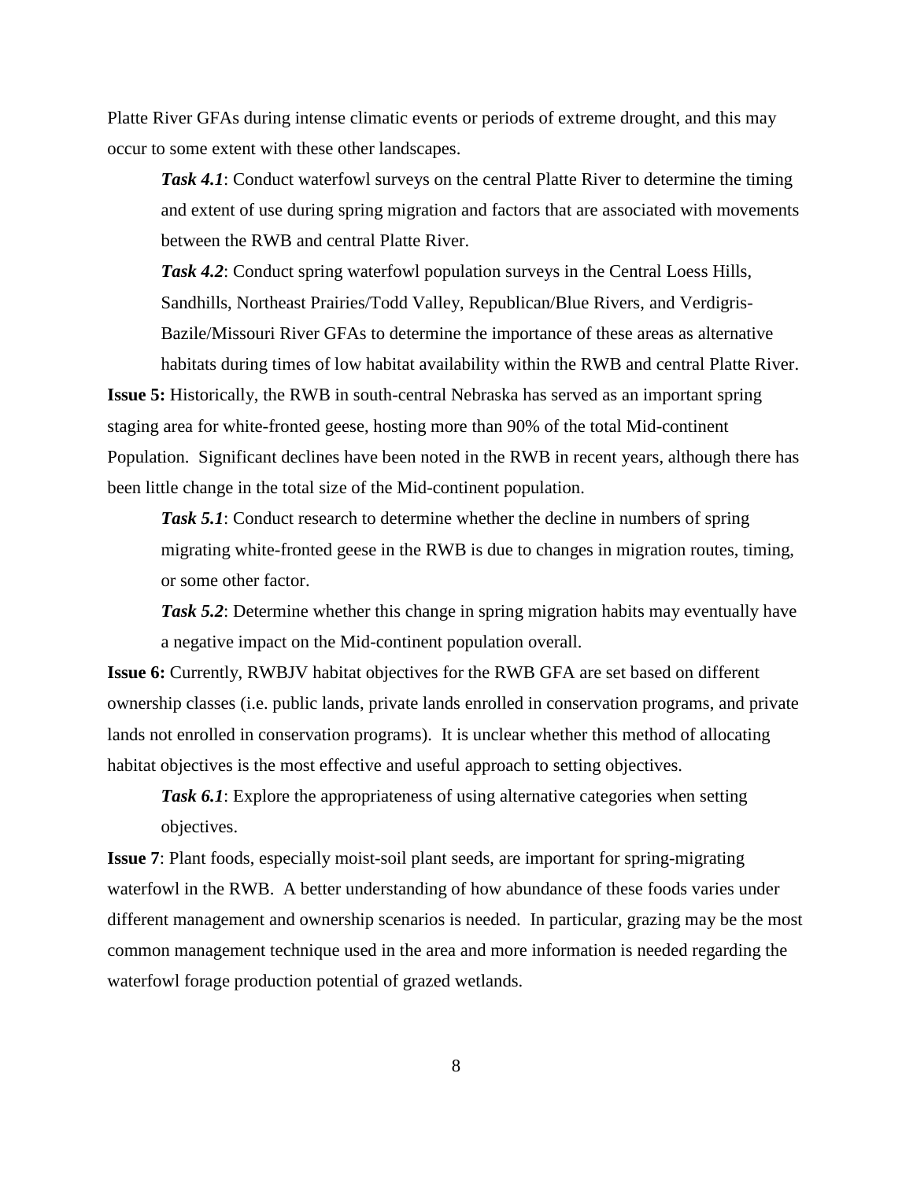Platte River GFAs during intense climatic events or periods of extreme drought, and this may occur to some extent with these other landscapes.

***Task 4.1***: Conduct waterfowl surveys on the central Platte River to determine the timing and extent of use during spring migration and factors that are associated with movements between the RWB and central Platte River.

***Task 4.2***: Conduct spring waterfowl population surveys in the Central Loess Hills, Sandhills, Northeast Prairies/Todd Valley, Republican/Blue Rivers, and Verdigris-Bazile/Missouri River GFAs to determine the importance of these areas as alternative habitats during times of low habitat availability within the RWB and central Platte River.

**Issue 5:** Historically, the RWB in south-central Nebraska has served as an important spring staging area for white-fronted geese, hosting more than 90% of the total Mid-continent Population. Significant declines have been noted in the RWB in recent years, although there has been little change in the total size of the Mid-continent population.

***Task 5.1***: Conduct research to determine whether the decline in numbers of spring migrating white-fronted geese in the RWB is due to changes in migration routes, timing, or some other factor.

***Task 5.2***: Determine whether this change in spring migration habits may eventually have a negative impact on the Mid-continent population overall.

**Issue 6:** Currently, RWBJV habitat objectives for the RWB GFA are set based on different ownership classes (i.e. public lands, private lands enrolled in conservation programs, and private lands not enrolled in conservation programs). It is unclear whether this method of allocating habitat objectives is the most effective and useful approach to setting objectives.

***Task 6.1***: Explore the appropriateness of using alternative categories when setting objectives.

**Issue 7**: Plant foods, especially moist-soil plant seeds, are important for spring-migrating waterfowl in the RWB. A better understanding of how abundance of these foods varies under different management and ownership scenarios is needed. In particular, grazing may be the most common management technique used in the area and more information is needed regarding the waterfowl forage production potential of grazed wetlands.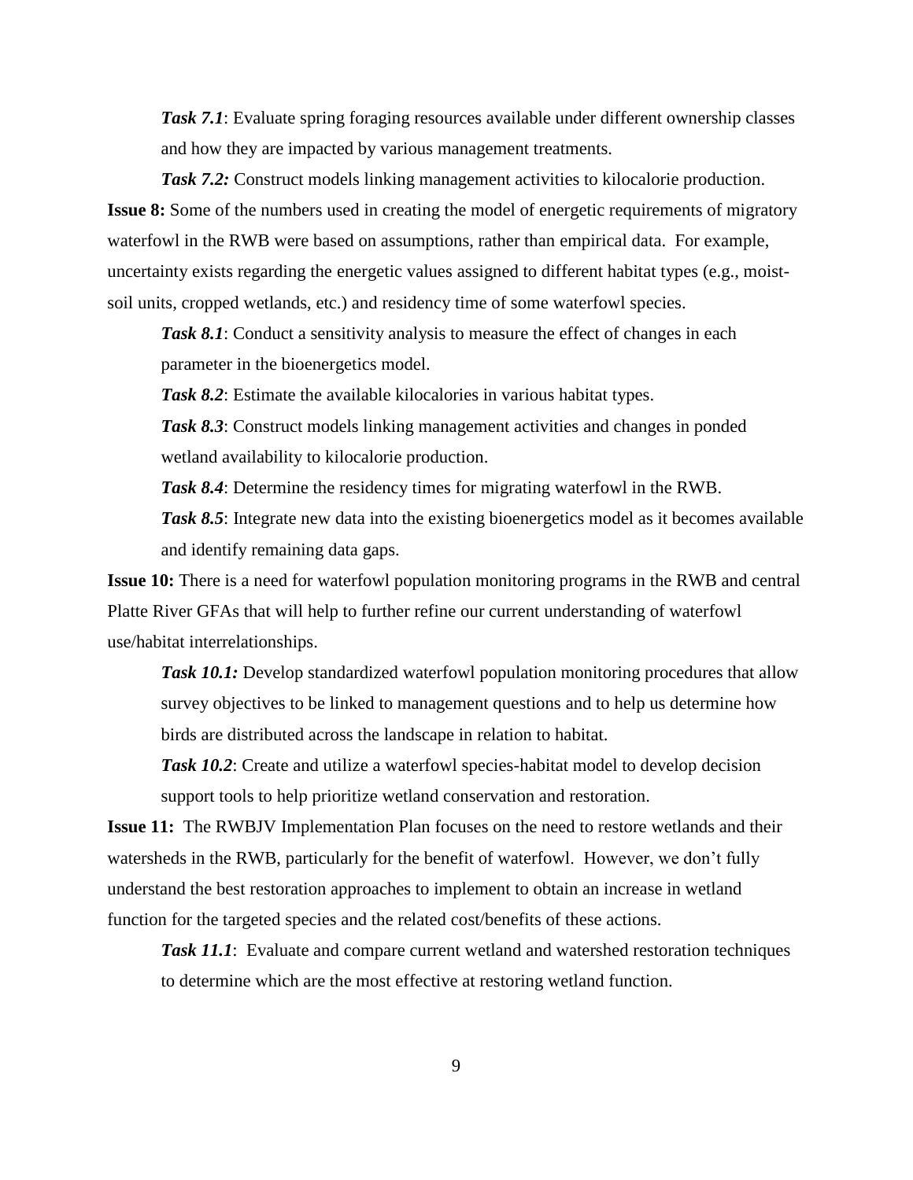***Task 7.1***: Evaluate spring foraging resources available under different ownership classes and how they are impacted by various management treatments.

***Task 7.2:*** Construct models linking management activities to kilocalorie production.

**Issue 8:** Some of the numbers used in creating the model of energetic requirements of migratory waterfowl in the RWB were based on assumptions, rather than empirical data. For example, uncertainty exists regarding the energetic values assigned to different habitat types (e.g., moist-soil units, cropped wetlands, etc.) and residency time of some waterfowl species.

***Task 8.1***: Conduct a sensitivity analysis to measure the effect of changes in each parameter in the bioenergetics model.

***Task 8.2***: Estimate the available kilocalories in various habitat types.

***Task 8.3***: Construct models linking management activities and changes in ponded wetland availability to kilocalorie production.

***Task 8.4***: Determine the residency times for migrating waterfowl in the RWB.

***Task 8.5***: Integrate new data into the existing bioenergetics model as it becomes available and identify remaining data gaps.

**Issue 10:** There is a need for waterfowl population monitoring programs in the RWB and central Platte River GFAs that will help to further refine our current understanding of waterfowl use/habitat interrelationships.

***Task 10.1:*** Develop standardized waterfowl population monitoring procedures that allow survey objectives to be linked to management questions and to help us determine how birds are distributed across the landscape in relation to habitat.

***Task 10.2***: Create and utilize a waterfowl species-habitat model to develop decision support tools to help prioritize wetland conservation and restoration.

**Issue 11:** The RWBJV Implementation Plan focuses on the need to restore wetlands and their watersheds in the RWB, particularly for the benefit of waterfowl. However, we don't fully understand the best restoration approaches to implement to obtain an increase in wetland function for the targeted species and the related cost/benefits of these actions.

***Task 11.1***: Evaluate and compare current wetland and watershed restoration techniques to determine which are the most effective at restoring wetland function.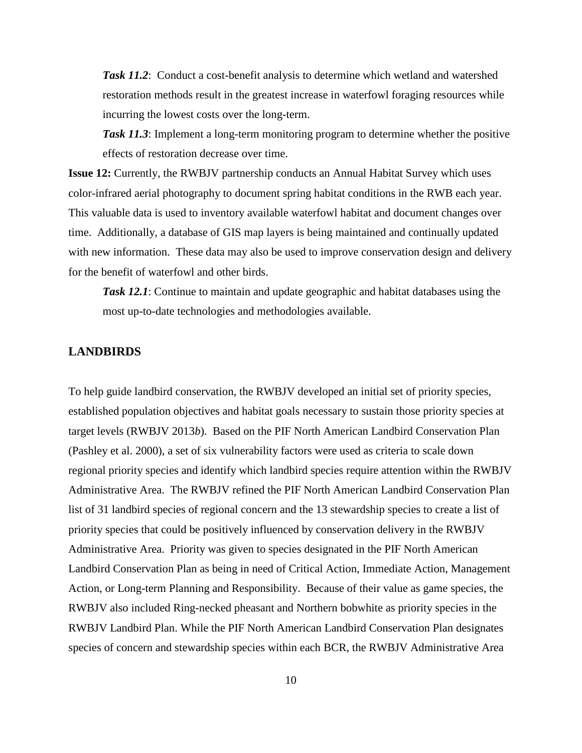***Task 11.2***: Conduct a cost-benefit analysis to determine which wetland and watershed restoration methods result in the greatest increase in waterfowl foraging resources while incurring the lowest costs over the long-term.

***Task 11.3***: Implement a long-term monitoring program to determine whether the positive effects of restoration decrease over time.

**Issue 12:** Currently, the RWBJV partnership conducts an Annual Habitat Survey which uses color-infrared aerial photography to document spring habitat conditions in the RWB each year. This valuable data is used to inventory available waterfowl habitat and document changes over time. Additionally, a database of GIS map layers is being maintained and continually updated with new information. These data may also be used to improve conservation design and delivery for the benefit of waterfowl and other birds.

***Task 12.1***: Continue to maintain and update geographic and habitat databases using the most up-to-date technologies and methodologies available.

## LANDBIRDS

To help guide landbird conservation, the RWBJV developed an initial set of priority species, established population objectives and habitat goals necessary to sustain those priority species at target levels (RWBJV 2013*b*). Based on the PIF North American Landbird Conservation Plan (Pashley et al. 2000), a set of six vulnerability factors were used as criteria to scale down regional priority species and identify which landbird species require attention within the RWBJV Administrative Area. The RWBJV refined the PIF North American Landbird Conservation Plan list of 31 landbird species of regional concern and the 13 stewardship species to create a list of priority species that could be positively influenced by conservation delivery in the RWBJV Administrative Area. Priority was given to species designated in the PIF North American Landbird Conservation Plan as being in need of Critical Action, Immediate Action, Management Action, or Long-term Planning and Responsibility. Because of their value as game species, the RWBJV also included Ring-necked pheasant and Northern bobwhite as priority species in the RWBJV Landbird Plan. While the PIF North American Landbird Conservation Plan designates species of concern and stewardship species within each BCR, the RWBJV Administrative Area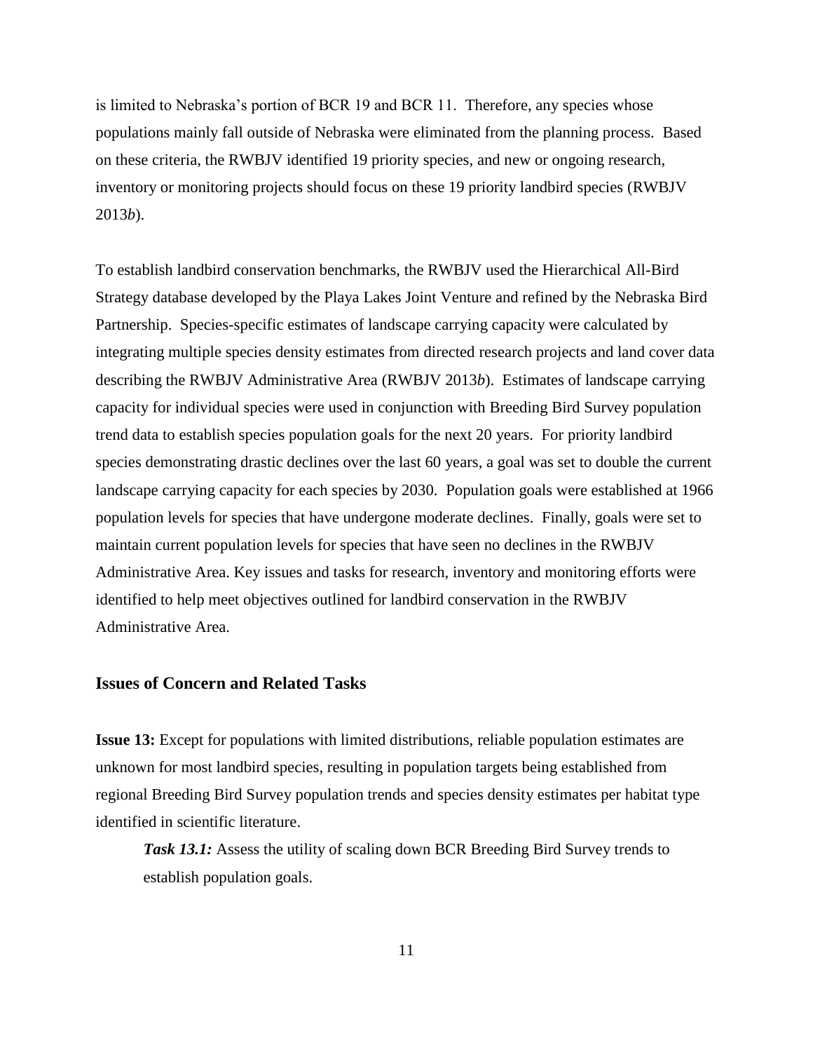is limited to Nebraska's portion of BCR 19 and BCR 11. Therefore, any species whose populations mainly fall outside of Nebraska were eliminated from the planning process. Based on these criteria, the RWBJV identified 19 priority species, and new or ongoing research, inventory or monitoring projects should focus on these 19 priority landbird species (RWBJV 2013*b*).

To establish landbird conservation benchmarks, the RWBJV used the Hierarchical All-Bird Strategy database developed by the Playa Lakes Joint Venture and refined by the Nebraska Bird Partnership. Species-specific estimates of landscape carrying capacity were calculated by integrating multiple species density estimates from directed research projects and land cover data describing the RWBJV Administrative Area (RWBJV 2013*b*). Estimates of landscape carrying capacity for individual species were used in conjunction with Breeding Bird Survey population trend data to establish species population goals for the next 20 years. For priority landbird species demonstrating drastic declines over the last 60 years, a goal was set to double the current landscape carrying capacity for each species by 2030. Population goals were established at 1966 population levels for species that have undergone moderate declines. Finally, goals were set to maintain current population levels for species that have seen no declines in the RWBJV Administrative Area. Key issues and tasks for research, inventory and monitoring efforts were identified to help meet objectives outlined for landbird conservation in the RWBJV Administrative Area.

## Issues of Concern and Related Tasks

**Issue 13:** Except for populations with limited distributions, reliable population estimates are unknown for most landbird species, resulting in population targets being established from regional Breeding Bird Survey population trends and species density estimates per habitat type identified in scientific literature.

> ***Task 13.1:*** Assess the utility of scaling down BCR Breeding Bird Survey trends to establish population goals.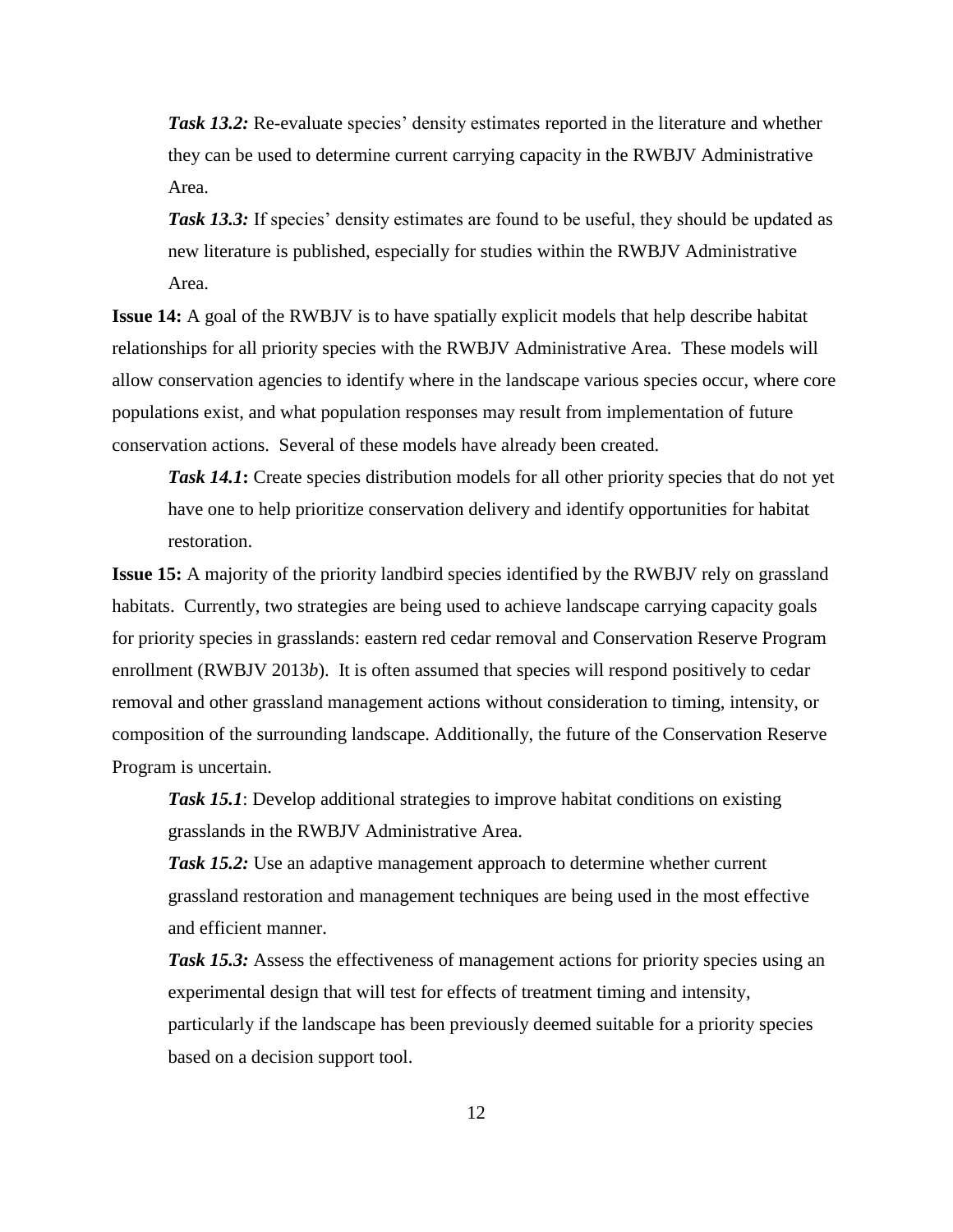***Task 13.2:*** Re-evaluate species' density estimates reported in the literature and whether they can be used to determine current carrying capacity in the RWBJV Administrative Area.

***Task 13.3:*** If species' density estimates are found to be useful, they should be updated as new literature is published, especially for studies within the RWBJV Administrative Area.

**Issue 14:** A goal of the RWBJV is to have spatially explicit models that help describe habitat relationships for all priority species with the RWBJV Administrative Area. These models will allow conservation agencies to identify where in the landscape various species occur, where core populations exist, and what population responses may result from implementation of future conservation actions. Several of these models have already been created.

***Task 14.1*****:** Create species distribution models for all other priority species that do not yet have one to help prioritize conservation delivery and identify opportunities for habitat restoration.

**Issue 15:** A majority of the priority landbird species identified by the RWBJV rely on grassland habitats. Currently, two strategies are being used to achieve landscape carrying capacity goals for priority species in grasslands: eastern red cedar removal and Conservation Reserve Program enrollment (RWBJV 2013*b*). It is often assumed that species will respond positively to cedar removal and other grassland management actions without consideration to timing, intensity, or composition of the surrounding landscape. Additionally, the future of the Conservation Reserve Program is uncertain.

***Task 15.1***: Develop additional strategies to improve habitat conditions on existing grasslands in the RWBJV Administrative Area.

***Task 15.2:*** Use an adaptive management approach to determine whether current grassland restoration and management techniques are being used in the most effective and efficient manner.

***Task 15.3:*** Assess the effectiveness of management actions for priority species using an experimental design that will test for effects of treatment timing and intensity, particularly if the landscape has been previously deemed suitable for a priority species based on a decision support tool.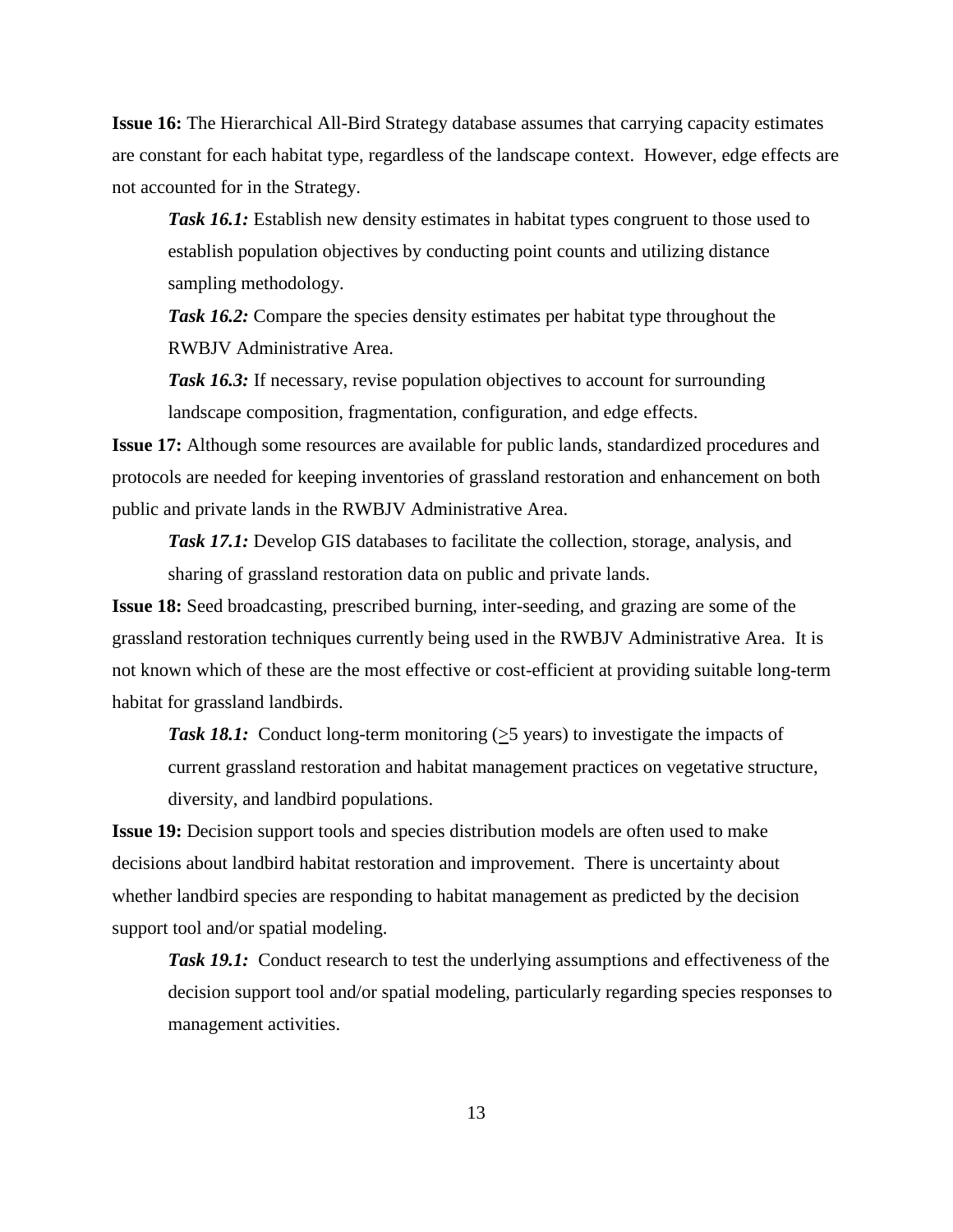**Issue 16:** The Hierarchical All-Bird Strategy database assumes that carrying capacity estimates are constant for each habitat type, regardless of the landscape context. However, edge effects are not accounted for in the Strategy.

> ***Task 16.1:*** Establish new density estimates in habitat types congruent to those used to establish population objectives by conducting point counts and utilizing distance sampling methodology.
>
> ***Task 16.2:*** Compare the species density estimates per habitat type throughout the RWBJV Administrative Area.
>
> ***Task 16.3:*** If necessary, revise population objectives to account for surrounding landscape composition, fragmentation, configuration, and edge effects.

**Issue 17:** Although some resources are available for public lands, standardized procedures and protocols are needed for keeping inventories of grassland restoration and enhancement on both public and private lands in the RWBJV Administrative Area.

> ***Task 17.1:*** Develop GIS databases to facilitate the collection, storage, analysis, and sharing of grassland restoration data on public and private lands.

**Issue 18:** Seed broadcasting, prescribed burning, inter-seeding, and grazing are some of the grassland restoration techniques currently being used in the RWBJV Administrative Area. It is not known which of these are the most effective or cost-efficient at providing suitable long-term habitat for grassland landbirds.

> ***Task 18.1:*** Conduct long-term monitoring ($\geq$5 years) to investigate the impacts of current grassland restoration and habitat management practices on vegetative structure, diversity, and landbird populations.

**Issue 19:** Decision support tools and species distribution models are often used to make decisions about landbird habitat restoration and improvement. There is uncertainty about whether landbird species are responding to habitat management as predicted by the decision support tool and/or spatial modeling.

> ***Task 19.1:*** Conduct research to test the underlying assumptions and effectiveness of the decision support tool and/or spatial modeling, particularly regarding species responses to management activities.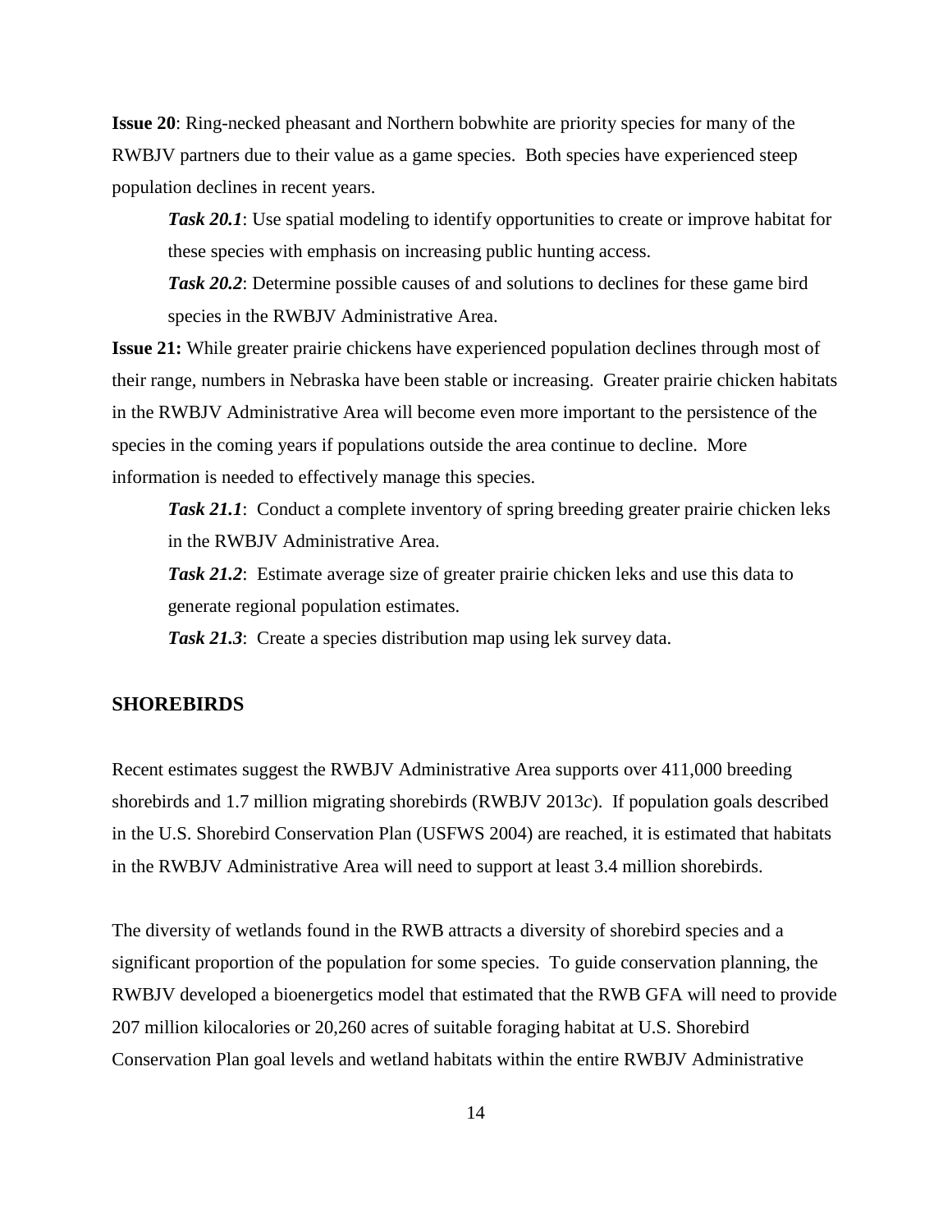**Issue 20**: Ring-necked pheasant and Northern bobwhite are priority species for many of the RWBJV partners due to their value as a game species. Both species have experienced steep population declines in recent years.

> ***Task 20.1***: Use spatial modeling to identify opportunities to create or improve habitat for these species with emphasis on increasing public hunting access.
>
> ***Task 20.2***: Determine possible causes of and solutions to declines for these game bird species in the RWBJV Administrative Area.

**Issue 21:** While greater prairie chickens have experienced population declines through most of their range, numbers in Nebraska have been stable or increasing. Greater prairie chicken habitats in the RWBJV Administrative Area will become even more important to the persistence of the species in the coming years if populations outside the area continue to decline. More information is needed to effectively manage this species.

> ***Task 21.1***: Conduct a complete inventory of spring breeding greater prairie chicken leks in the RWBJV Administrative Area.
>
> ***Task 21.2***: Estimate average size of greater prairie chicken leks and use this data to generate regional population estimates.
>
> ***Task 21.3***: Create a species distribution map using lek survey data.

## SHOREBIRDS

Recent estimates suggest the RWBJV Administrative Area supports over 411,000 breeding shorebirds and 1.7 million migrating shorebirds (RWBJV 2013*c*). If population goals described in the U.S. Shorebird Conservation Plan (USFWS 2004) are reached, it is estimated that habitats in the RWBJV Administrative Area will need to support at least 3.4 million shorebirds.

The diversity of wetlands found in the RWB attracts a diversity of shorebird species and a significant proportion of the population for some species. To guide conservation planning, the RWBJV developed a bioenergetics model that estimated that the RWB GFA will need to provide 207 million kilocalories or 20,260 acres of suitable foraging habitat at U.S. Shorebird Conservation Plan goal levels and wetland habitats within the entire RWBJV Administrative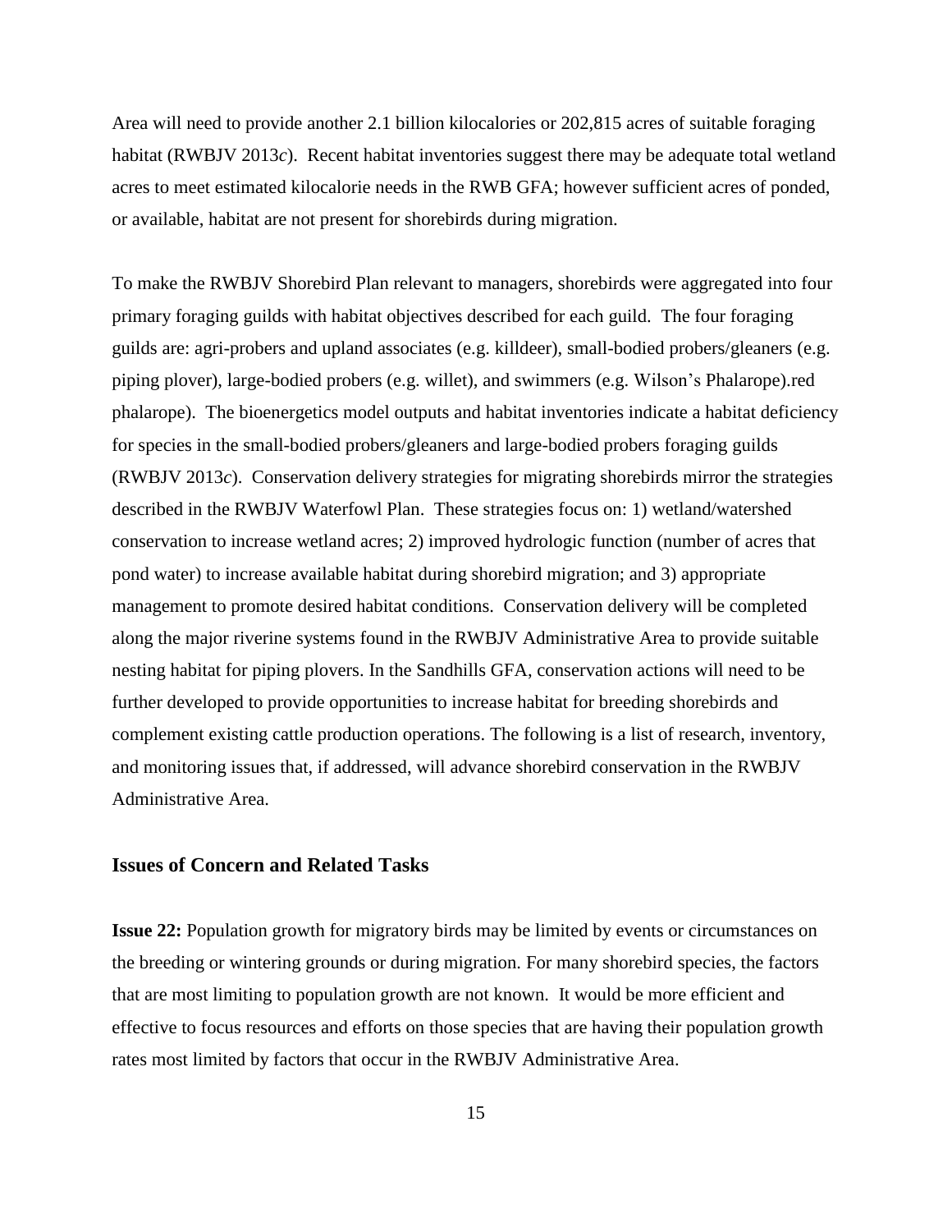Area will need to provide another 2.1 billion kilocalories or 202,815 acres of suitable foraging habitat (RWBJV 2013*c*). Recent habitat inventories suggest there may be adequate total wetland acres to meet estimated kilocalorie needs in the RWB GFA; however sufficient acres of ponded, or available, habitat are not present for shorebirds during migration.

To make the RWBJV Shorebird Plan relevant to managers, shorebirds were aggregated into four primary foraging guilds with habitat objectives described for each guild. The four foraging guilds are: agri-probers and upland associates (e.g. killdeer), small-bodied probers/gleaners (e.g. piping plover), large-bodied probers (e.g. willet), and swimmers (e.g. Wilson's Phalarope).red phalarope). The bioenergetics model outputs and habitat inventories indicate a habitat deficiency for species in the small-bodied probers/gleaners and large-bodied probers foraging guilds (RWBJV 2013*c*). Conservation delivery strategies for migrating shorebirds mirror the strategies described in the RWBJV Waterfowl Plan. These strategies focus on: 1) wetland/watershed conservation to increase wetland acres; 2) improved hydrologic function (number of acres that pond water) to increase available habitat during shorebird migration; and 3) appropriate management to promote desired habitat conditions. Conservation delivery will be completed along the major riverine systems found in the RWBJV Administrative Area to provide suitable nesting habitat for piping plovers. In the Sandhills GFA, conservation actions will need to be further developed to provide opportunities to increase habitat for breeding shorebirds and complement existing cattle production operations. The following is a list of research, inventory, and monitoring issues that, if addressed, will advance shorebird conservation in the RWBJV Administrative Area.

### Issues of Concern and Related Tasks

**Issue 22:** Population growth for migratory birds may be limited by events or circumstances on the breeding or wintering grounds or during migration. For many shorebird species, the factors that are most limiting to population growth are not known. It would be more efficient and effective to focus resources and efforts on those species that are having their population growth rates most limited by factors that occur in the RWBJV Administrative Area.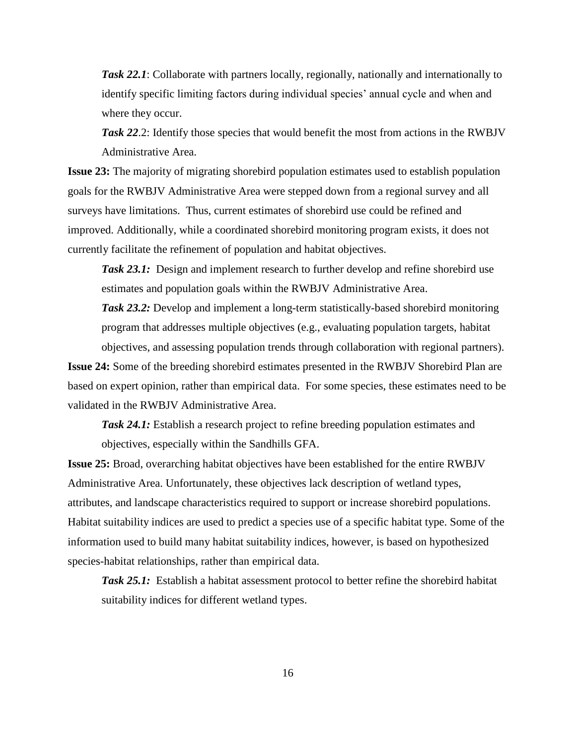*Task 22.1*: Collaborate with partners locally, regionally, nationally and internationally to identify specific limiting factors during individual species' annual cycle and when and where they occur.

*Task 22*.2: Identify those species that would benefit the most from actions in the RWBJV Administrative Area.

**Issue 23:** The majority of migrating shorebird population estimates used to establish population goals for the RWBJV Administrative Area were stepped down from a regional survey and all surveys have limitations. Thus, current estimates of shorebird use could be refined and improved. Additionally, while a coordinated shorebird monitoring program exists, it does not currently facilitate the refinement of population and habitat objectives.

*Task 23.1:* Design and implement research to further develop and refine shorebird use estimates and population goals within the RWBJV Administrative Area.

*Task 23.2:* Develop and implement a long-term statistically-based shorebird monitoring program that addresses multiple objectives (e.g., evaluating population targets, habitat objectives, and assessing population trends through collaboration with regional partners).

**Issue 24:** Some of the breeding shorebird estimates presented in the RWBJV Shorebird Plan are based on expert opinion, rather than empirical data. For some species, these estimates need to be validated in the RWBJV Administrative Area.

*Task 24.1:* Establish a research project to refine breeding population estimates and objectives, especially within the Sandhills GFA.

**Issue 25:** Broad, overarching habitat objectives have been established for the entire RWBJV Administrative Area. Unfortunately, these objectives lack description of wetland types, attributes, and landscape characteristics required to support or increase shorebird populations. Habitat suitability indices are used to predict a species use of a specific habitat type. Some of the information used to build many habitat suitability indices, however, is based on hypothesized species-habitat relationships, rather than empirical data.

*Task 25.1:* Establish a habitat assessment protocol to better refine the shorebird habitat suitability indices for different wetland types.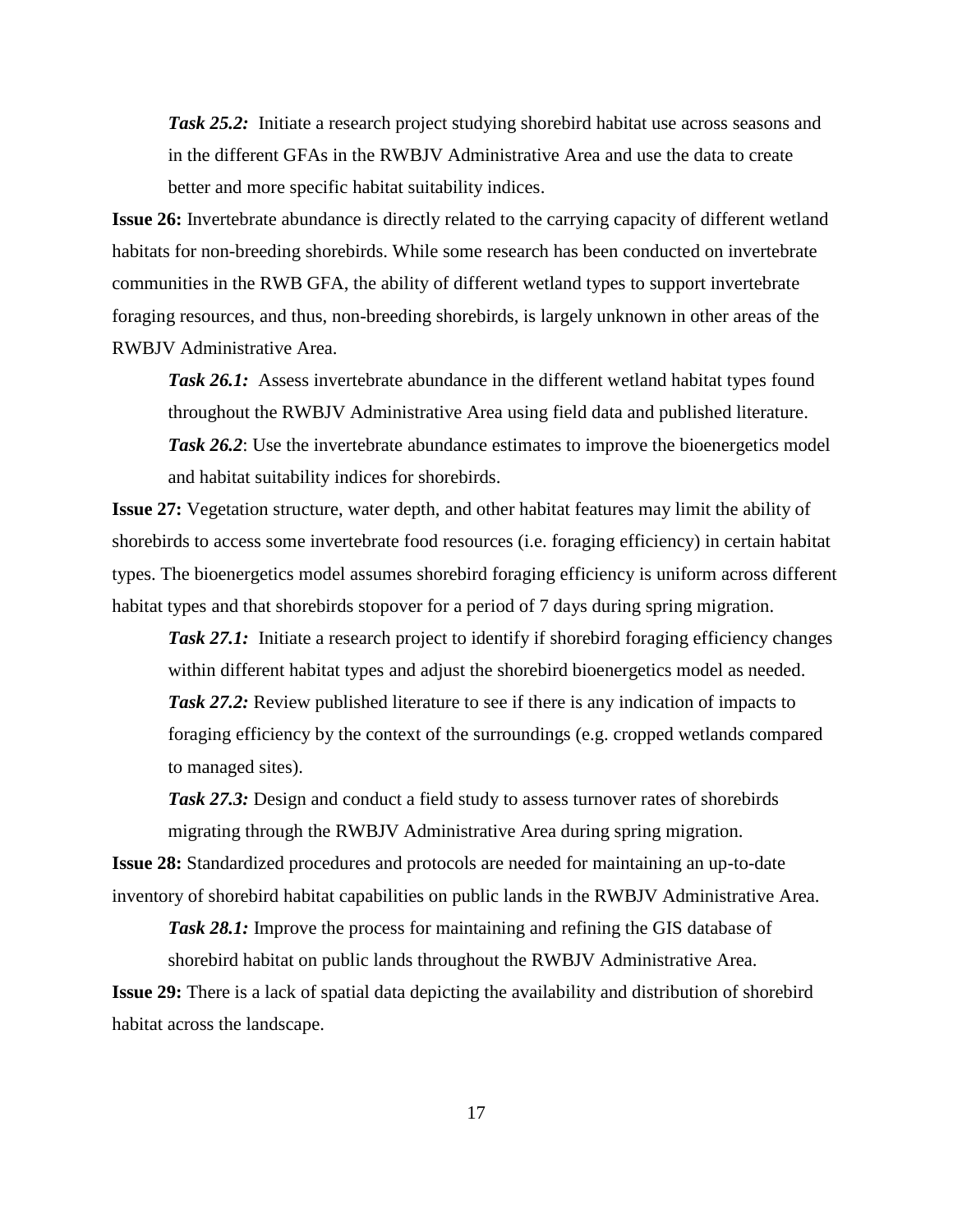***Task 25.2:*** Initiate a research project studying shorebird habitat use across seasons and in the different GFAs in the RWBJV Administrative Area and use the data to create better and more specific habitat suitability indices.

**Issue 26:** Invertebrate abundance is directly related to the carrying capacity of different wetland habitats for non-breeding shorebirds. While some research has been conducted on invertebrate communities in the RWB GFA, the ability of different wetland types to support invertebrate foraging resources, and thus, non-breeding shorebirds, is largely unknown in other areas of the RWBJV Administrative Area.

***Task 26.1:*** Assess invertebrate abundance in the different wetland habitat types found throughout the RWBJV Administrative Area using field data and published literature.

***Task 26.2***: Use the invertebrate abundance estimates to improve the bioenergetics model and habitat suitability indices for shorebirds.

**Issue 27:** Vegetation structure, water depth, and other habitat features may limit the ability of shorebirds to access some invertebrate food resources (i.e. foraging efficiency) in certain habitat types. The bioenergetics model assumes shorebird foraging efficiency is uniform across different habitat types and that shorebirds stopover for a period of 7 days during spring migration.

***Task 27.1:*** Initiate a research project to identify if shorebird foraging efficiency changes within different habitat types and adjust the shorebird bioenergetics model as needed.

***Task 27.2:*** Review published literature to see if there is any indication of impacts to foraging efficiency by the context of the surroundings (e.g. cropped wetlands compared to managed sites).

***Task 27.3:*** Design and conduct a field study to assess turnover rates of shorebirds migrating through the RWBJV Administrative Area during spring migration.

**Issue 28:** Standardized procedures and protocols are needed for maintaining an up-to-date inventory of shorebird habitat capabilities on public lands in the RWBJV Administrative Area.

***Task 28.1:*** Improve the process for maintaining and refining the GIS database of shorebird habitat on public lands throughout the RWBJV Administrative Area.

**Issue 29:** There is a lack of spatial data depicting the availability and distribution of shorebird habitat across the landscape.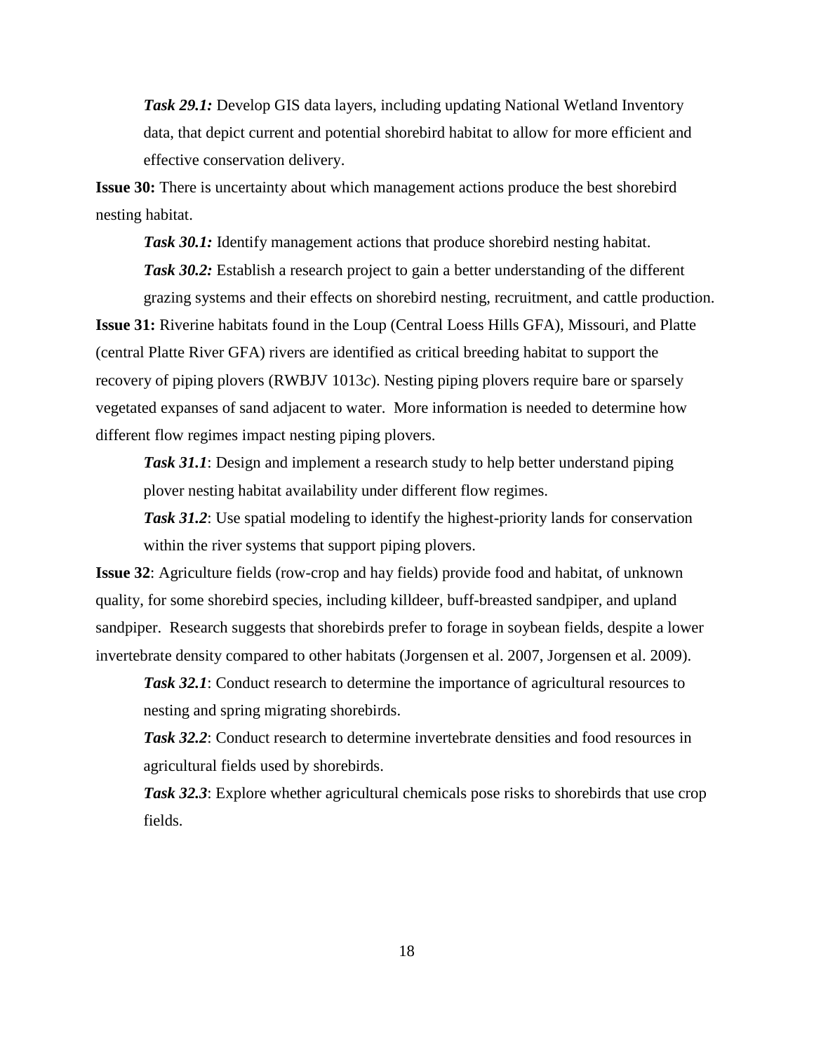*Task 29.1:* Develop GIS data layers, including updating National Wetland Inventory data, that depict current and potential shorebird habitat to allow for more efficient and effective conservation delivery.

**Issue 30:** There is uncertainty about which management actions produce the best shorebird nesting habitat.

*Task 30.1:* Identify management actions that produce shorebird nesting habitat.

*Task 30.2:* Establish a research project to gain a better understanding of the different grazing systems and their effects on shorebird nesting, recruitment, and cattle production.

**Issue 31:** Riverine habitats found in the Loup (Central Loess Hills GFA), Missouri, and Platte (central Platte River GFA) rivers are identified as critical breeding habitat to support the recovery of piping plovers (RWBJV 1013*c*). Nesting piping plovers require bare or sparsely vegetated expanses of sand adjacent to water. More information is needed to determine how different flow regimes impact nesting piping plovers.

*Task 31.1*: Design and implement a research study to help better understand piping plover nesting habitat availability under different flow regimes.

*Task 31.2*: Use spatial modeling to identify the highest-priority lands for conservation within the river systems that support piping plovers.

**Issue 32**: Agriculture fields (row-crop and hay fields) provide food and habitat, of unknown quality, for some shorebird species, including killdeer, buff-breasted sandpiper, and upland sandpiper. Research suggests that shorebirds prefer to forage in soybean fields, despite a lower invertebrate density compared to other habitats (Jorgensen et al. 2007, Jorgensen et al. 2009).

*Task 32.1*: Conduct research to determine the importance of agricultural resources to nesting and spring migrating shorebirds.

*Task 32.2*: Conduct research to determine invertebrate densities and food resources in agricultural fields used by shorebirds.

*Task 32.3*: Explore whether agricultural chemicals pose risks to shorebirds that use crop fields.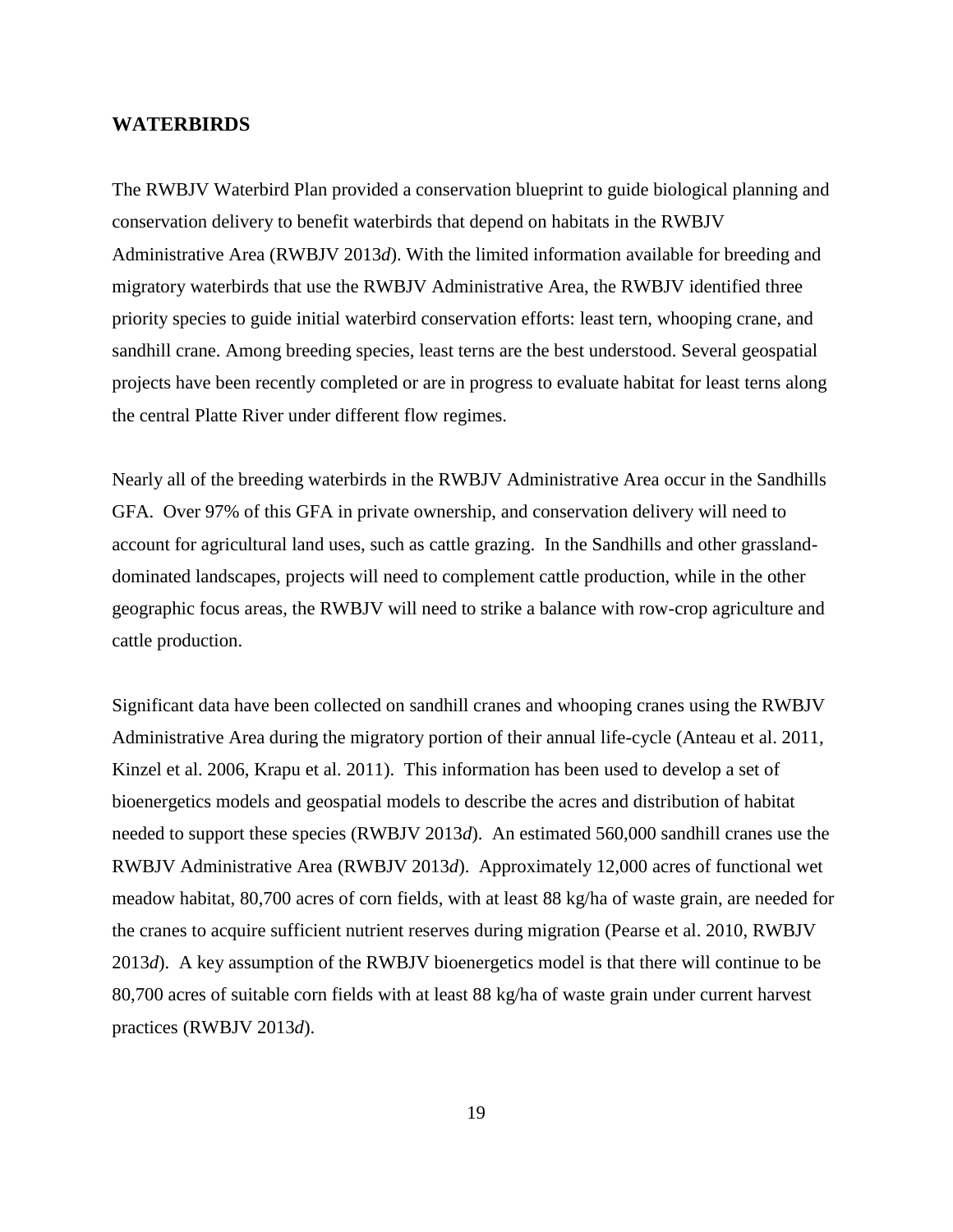## WATERBIRDS

The RWBJV Waterbird Plan provided a conservation blueprint to guide biological planning and conservation delivery to benefit waterbirds that depend on habitats in the RWBJV Administrative Area (RWBJV 2013*d*). With the limited information available for breeding and migratory waterbirds that use the RWBJV Administrative Area, the RWBJV identified three priority species to guide initial waterbird conservation efforts: least tern, whooping crane, and sandhill crane. Among breeding species, least terns are the best understood. Several geospatial projects have been recently completed or are in progress to evaluate habitat for least terns along the central Platte River under different flow regimes.

Nearly all of the breeding waterbirds in the RWBJV Administrative Area occur in the Sandhills GFA. Over 97% of this GFA in private ownership, and conservation delivery will need to account for agricultural land uses, such as cattle grazing. In the Sandhills and other grassland-dominated landscapes, projects will need to complement cattle production, while in the other geographic focus areas, the RWBJV will need to strike a balance with row-crop agriculture and cattle production.

Significant data have been collected on sandhill cranes and whooping cranes using the RWBJV Administrative Area during the migratory portion of their annual life-cycle (Anteau et al. 2011, Kinzel et al. 2006, Krapu et al. 2011). This information has been used to develop a set of bioenergetics models and geospatial models to describe the acres and distribution of habitat needed to support these species (RWBJV 2013*d*). An estimated 560,000 sandhill cranes use the RWBJV Administrative Area (RWBJV 2013*d*). Approximately 12,000 acres of functional wet meadow habitat, 80,700 acres of corn fields, with at least 88 kg/ha of waste grain, are needed for the cranes to acquire sufficient nutrient reserves during migration (Pearse et al. 2010, RWBJV 2013*d*). A key assumption of the RWBJV bioenergetics model is that there will continue to be 80,700 acres of suitable corn fields with at least 88 kg/ha of waste grain under current harvest practices (RWBJV 2013*d*).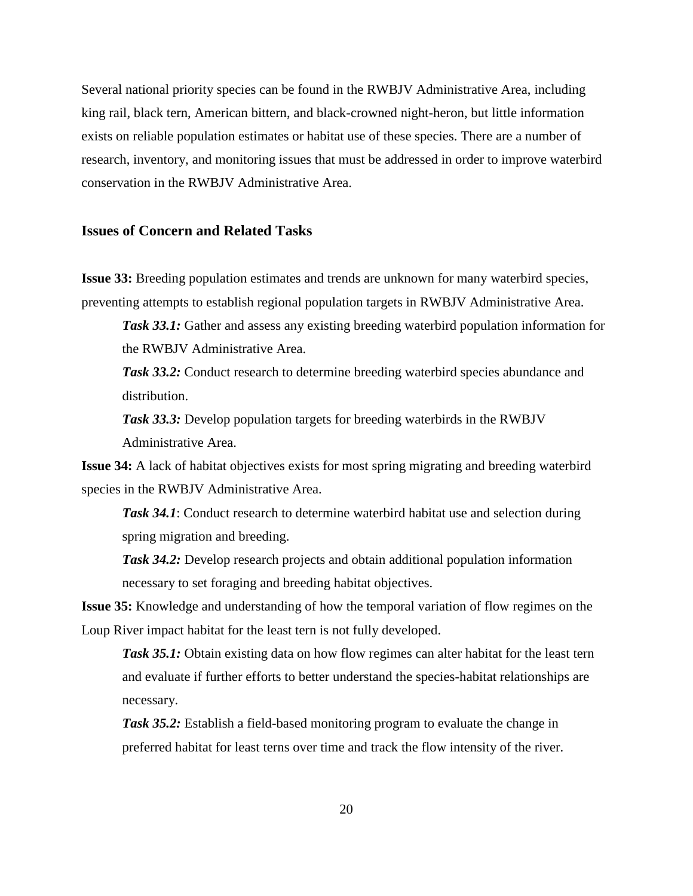Several national priority species can be found in the RWBJV Administrative Area, including king rail, black tern, American bittern, and black-crowned night-heron, but little information exists on reliable population estimates or habitat use of these species. There are a number of research, inventory, and monitoring issues that must be addressed in order to improve waterbird conservation in the RWBJV Administrative Area.

### Issues of Concern and Related Tasks

**Issue 33:** Breeding population estimates and trends are unknown for many waterbird species, preventing attempts to establish regional population targets in RWBJV Administrative Area.

> ***Task 33.1:*** Gather and assess any existing breeding waterbird population information for the RWBJV Administrative Area.
>
> ***Task 33.2:*** Conduct research to determine breeding waterbird species abundance and distribution.
>
> ***Task 33.3:*** Develop population targets for breeding waterbirds in the RWBJV Administrative Area.

**Issue 34:** A lack of habitat objectives exists for most spring migrating and breeding waterbird species in the RWBJV Administrative Area.

> ***Task 34.1***: Conduct research to determine waterbird habitat use and selection during spring migration and breeding.
>
> ***Task 34.2:*** Develop research projects and obtain additional population information necessary to set foraging and breeding habitat objectives.

**Issue 35:** Knowledge and understanding of how the temporal variation of flow regimes on the Loup River impact habitat for the least tern is not fully developed.

> ***Task 35.1:*** Obtain existing data on how flow regimes can alter habitat for the least tern and evaluate if further efforts to better understand the species-habitat relationships are necessary.
>
> ***Task 35.2:*** Establish a field-based monitoring program to evaluate the change in preferred habitat for least terns over time and track the flow intensity of the river.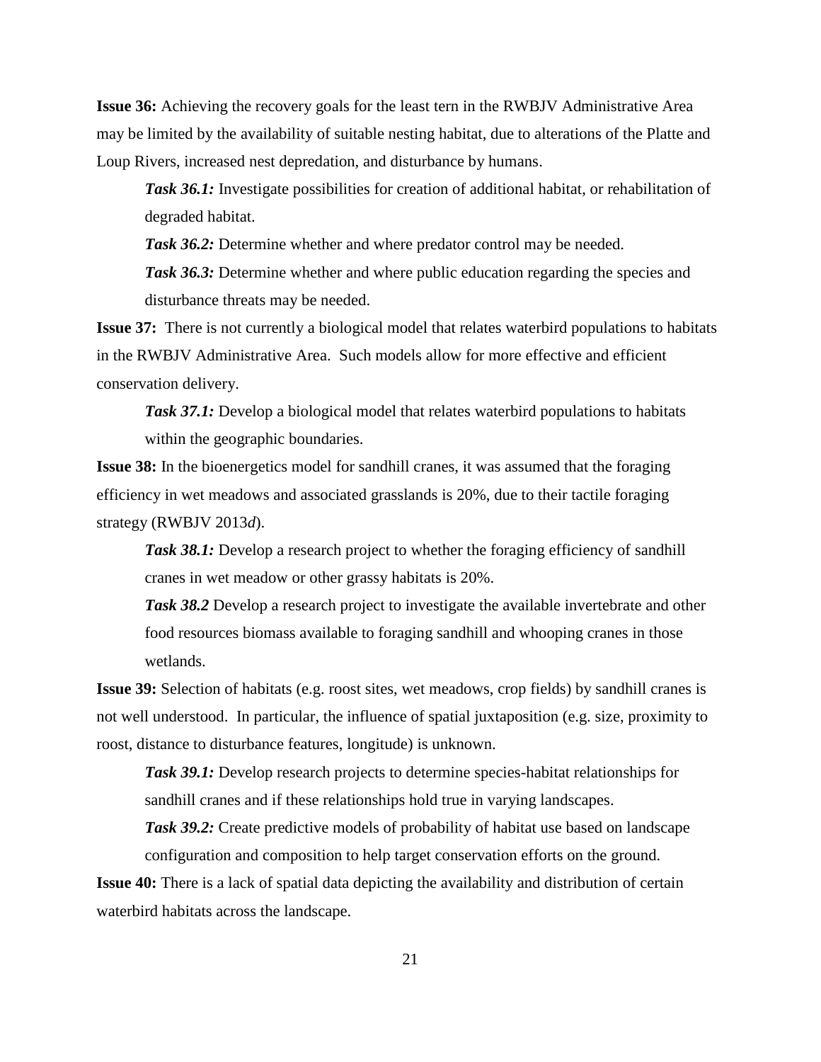**Issue 36:** Achieving the recovery goals for the least tern in the RWBJV Administrative Area may be limited by the availability of suitable nesting habitat, due to alterations of the Platte and Loup Rivers, increased nest depredation, and disturbance by humans.

> ***Task 36.1:*** Investigate possibilities for creation of additional habitat, or rehabilitation of degraded habitat.
>
> ***Task 36.2:*** Determine whether and where predator control may be needed.
>
> ***Task 36.3:*** Determine whether and where public education regarding the species and disturbance threats may be needed.

**Issue 37:** There is not currently a biological model that relates waterbird populations to habitats in the RWBJV Administrative Area. Such models allow for more effective and efficient conservation delivery.

> ***Task 37.1:*** Develop a biological model that relates waterbird populations to habitats within the geographic boundaries.

**Issue 38:** In the bioenergetics model for sandhill cranes, it was assumed that the foraging efficiency in wet meadows and associated grasslands is 20%, due to their tactile foraging strategy (RWBJV 2013*d*).

> ***Task 38.1:*** Develop a research project to whether the foraging efficiency of sandhill cranes in wet meadow or other grassy habitats is 20%.
>
> ***Task 38.2*** Develop a research project to investigate the available invertebrate and other food resources biomass available to foraging sandhill and whooping cranes in those wetlands.

**Issue 39:** Selection of habitats (e.g. roost sites, wet meadows, crop fields) by sandhill cranes is not well understood. In particular, the influence of spatial juxtaposition (e.g. size, proximity to roost, distance to disturbance features, longitude) is unknown.

> ***Task 39.1:*** Develop research projects to determine species-habitat relationships for sandhill cranes and if these relationships hold true in varying landscapes.
>
> ***Task 39.2:*** Create predictive models of probability of habitat use based on landscape configuration and composition to help target conservation efforts on the ground.

**Issue 40:** There is a lack of spatial data depicting the availability and distribution of certain waterbird habitats across the landscape.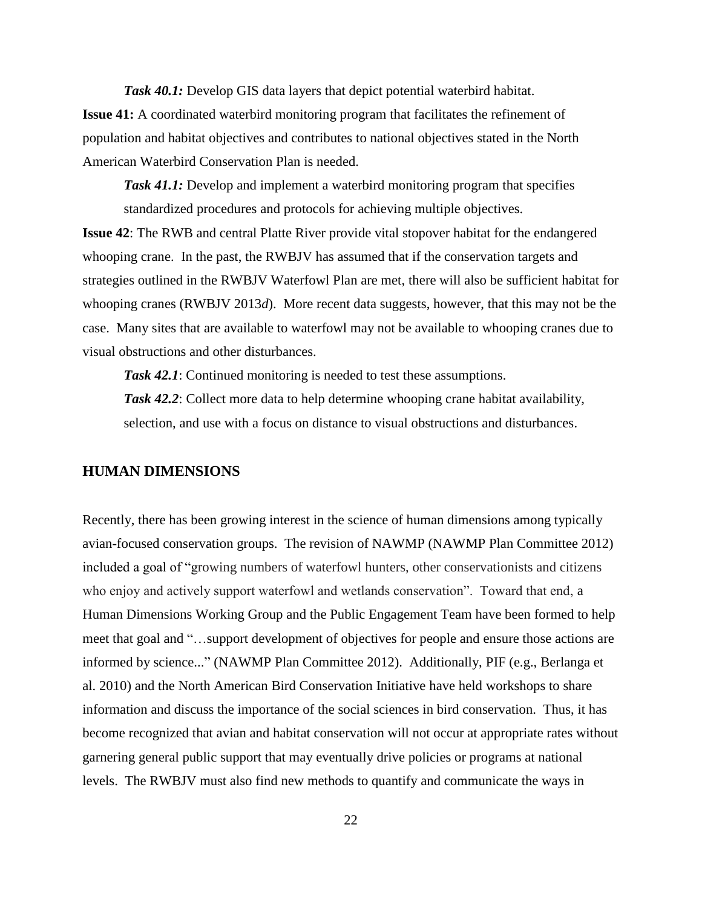***Task 40.1:*** Develop GIS data layers that depict potential waterbird habitat.

**Issue 41:** A coordinated waterbird monitoring program that facilitates the refinement of population and habitat objectives and contributes to national objectives stated in the North American Waterbird Conservation Plan is needed.

***Task 41.1:*** Develop and implement a waterbird monitoring program that specifies standardized procedures and protocols for achieving multiple objectives.

**Issue 42**: The RWB and central Platte River provide vital stopover habitat for the endangered whooping crane. In the past, the RWBJV has assumed that if the conservation targets and strategies outlined in the RWBJV Waterfowl Plan are met, there will also be sufficient habitat for whooping cranes (RWBJV 2013*d*). More recent data suggests, however, that this may not be the case. Many sites that are available to waterfowl may not be available to whooping cranes due to visual obstructions and other disturbances.

***Task 42.1***: Continued monitoring is needed to test these assumptions.

***Task 42.2***: Collect more data to help determine whooping crane habitat availability, selection, and use with a focus on distance to visual obstructions and disturbances.

## HUMAN DIMENSIONS

Recently, there has been growing interest in the science of human dimensions among typically avian-focused conservation groups. The revision of NAWMP (NAWMP Plan Committee 2012) included a goal of "growing numbers of waterfowl hunters, other conservationists and citizens who enjoy and actively support waterfowl and wetlands conservation". Toward that end, a Human Dimensions Working Group and the Public Engagement Team have been formed to help meet that goal and "…support development of objectives for people and ensure those actions are informed by science..." (NAWMP Plan Committee 2012). Additionally, PIF (e.g., Berlanga et al. 2010) and the North American Bird Conservation Initiative have held workshops to share information and discuss the importance of the social sciences in bird conservation. Thus, it has become recognized that avian and habitat conservation will not occur at appropriate rates without garnering general public support that may eventually drive policies or programs at national levels. The RWBJV must also find new methods to quantify and communicate the ways in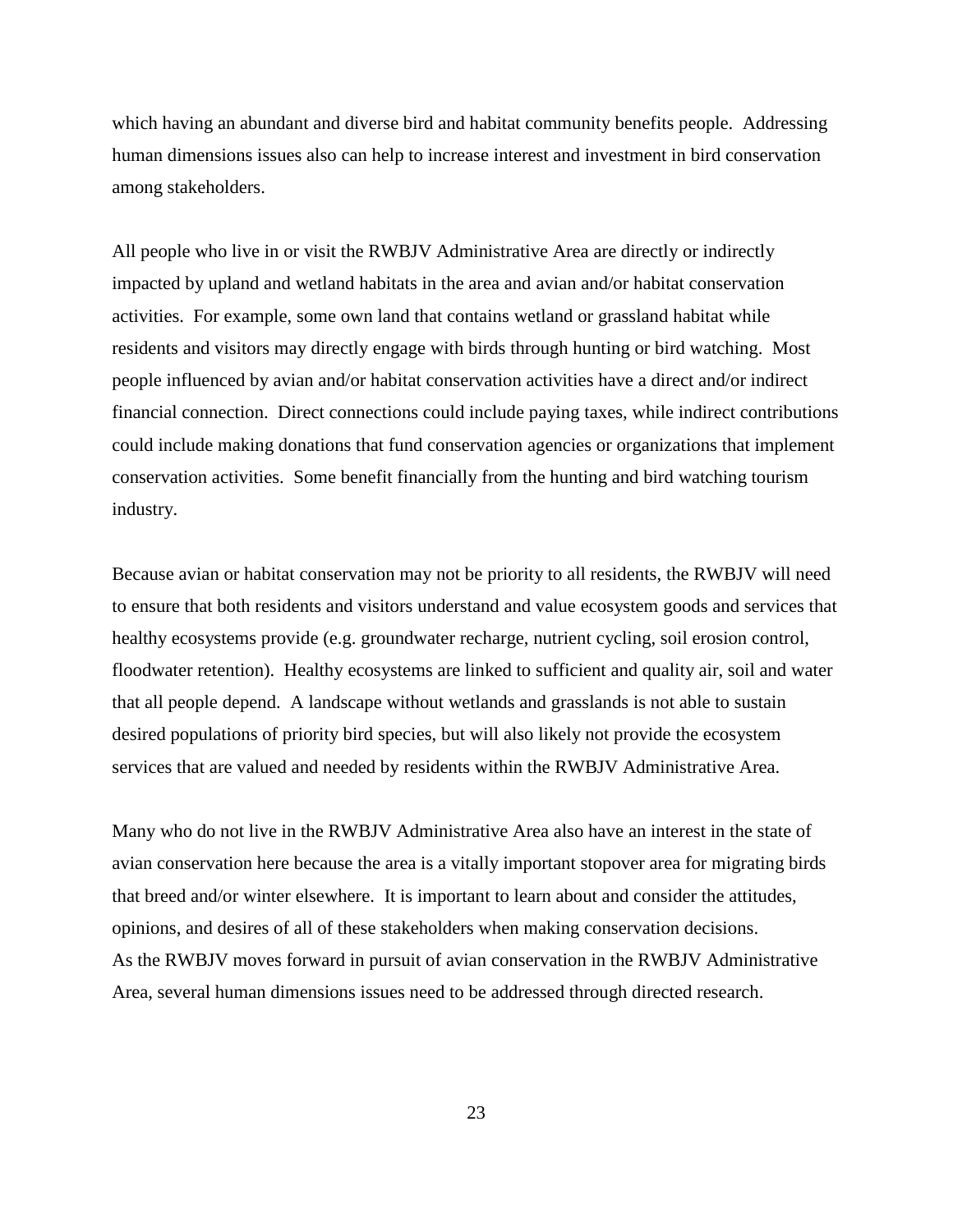which having an abundant and diverse bird and habitat community benefits people. Addressing human dimensions issues also can help to increase interest and investment in bird conservation among stakeholders.

All people who live in or visit the RWBJV Administrative Area are directly or indirectly impacted by upland and wetland habitats in the area and avian and/or habitat conservation activities. For example, some own land that contains wetland or grassland habitat while residents and visitors may directly engage with birds through hunting or bird watching. Most people influenced by avian and/or habitat conservation activities have a direct and/or indirect financial connection. Direct connections could include paying taxes, while indirect contributions could include making donations that fund conservation agencies or organizations that implement conservation activities. Some benefit financially from the hunting and bird watching tourism industry.

Because avian or habitat conservation may not be priority to all residents, the RWBJV will need to ensure that both residents and visitors understand and value ecosystem goods and services that healthy ecosystems provide (e.g. groundwater recharge, nutrient cycling, soil erosion control, floodwater retention). Healthy ecosystems are linked to sufficient and quality air, soil and water that all people depend. A landscape without wetlands and grasslands is not able to sustain desired populations of priority bird species, but will also likely not provide the ecosystem services that are valued and needed by residents within the RWBJV Administrative Area.

Many who do not live in the RWBJV Administrative Area also have an interest in the state of avian conservation here because the area is a vitally important stopover area for migrating birds that breed and/or winter elsewhere. It is important to learn about and consider the attitudes, opinions, and desires of all of these stakeholders when making conservation decisions.
As the RWBJV moves forward in pursuit of avian conservation in the RWBJV Administrative Area, several human dimensions issues need to be addressed through directed research.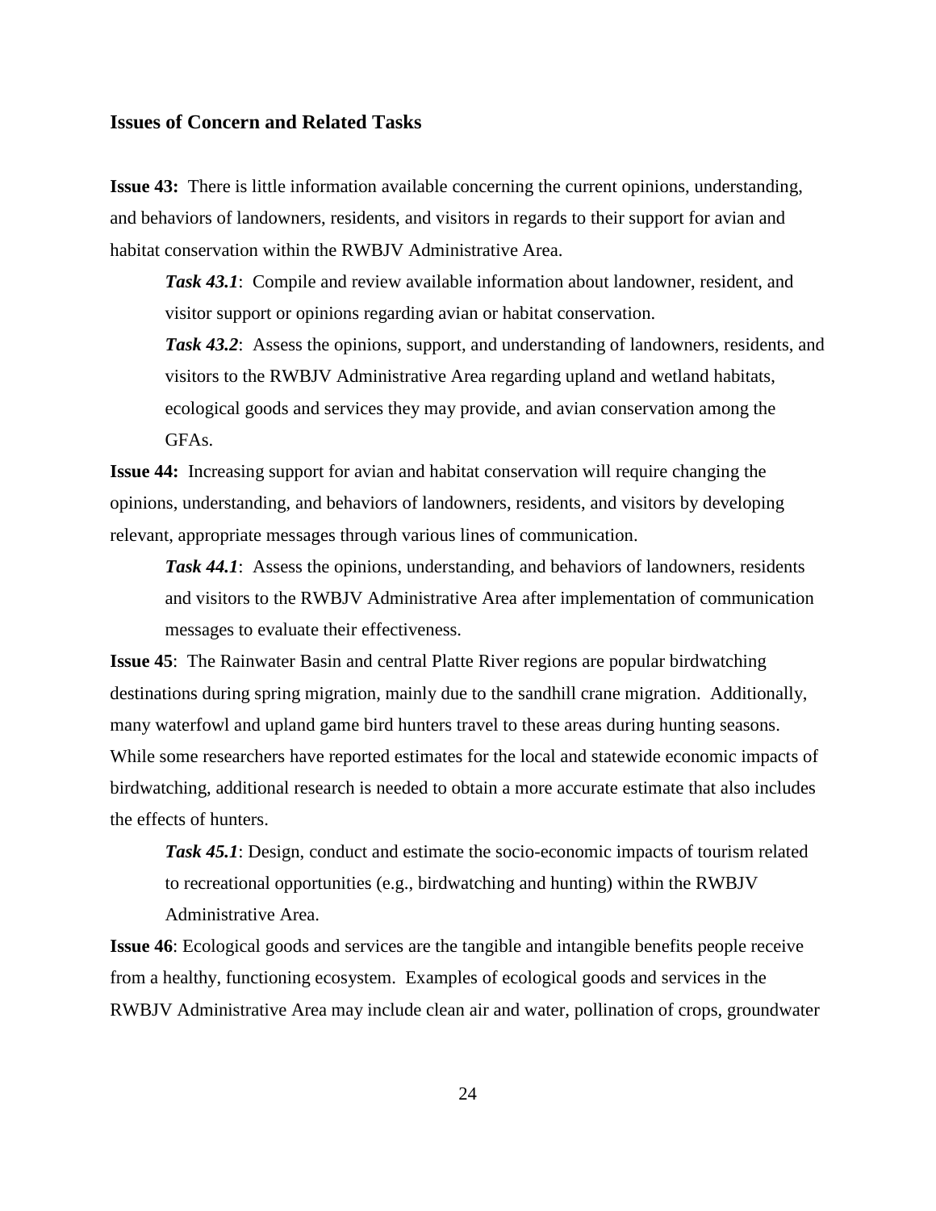### Issues of Concern and Related Tasks

**Issue 43:** There is little information available concerning the current opinions, understanding, and behaviors of landowners, residents, and visitors in regards to their support for avian and habitat conservation within the RWBJV Administrative Area.

> ***Task 43.1***: Compile and review available information about landowner, resident, and visitor support or opinions regarding avian or habitat conservation.
>
> ***Task 43.2***: Assess the opinions, support, and understanding of landowners, residents, and visitors to the RWBJV Administrative Area regarding upland and wetland habitats, ecological goods and services they may provide, and avian conservation among the GFAs.

**Issue 44:** Increasing support for avian and habitat conservation will require changing the opinions, understanding, and behaviors of landowners, residents, and visitors by developing relevant, appropriate messages through various lines of communication.

> ***Task 44.1***: Assess the opinions, understanding, and behaviors of landowners, residents and visitors to the RWBJV Administrative Area after implementation of communication messages to evaluate their effectiveness.

**Issue 45**: The Rainwater Basin and central Platte River regions are popular birdwatching destinations during spring migration, mainly due to the sandhill crane migration. Additionally, many waterfowl and upland game bird hunters travel to these areas during hunting seasons. While some researchers have reported estimates for the local and statewide economic impacts of birdwatching, additional research is needed to obtain a more accurate estimate that also includes the effects of hunters.

> ***Task 45.1***: Design, conduct and estimate the socio-economic impacts of tourism related to recreational opportunities (e.g., birdwatching and hunting) within the RWBJV Administrative Area.

**Issue 46**: Ecological goods and services are the tangible and intangible benefits people receive from a healthy, functioning ecosystem. Examples of ecological goods and services in the RWBJV Administrative Area may include clean air and water, pollination of crops, groundwater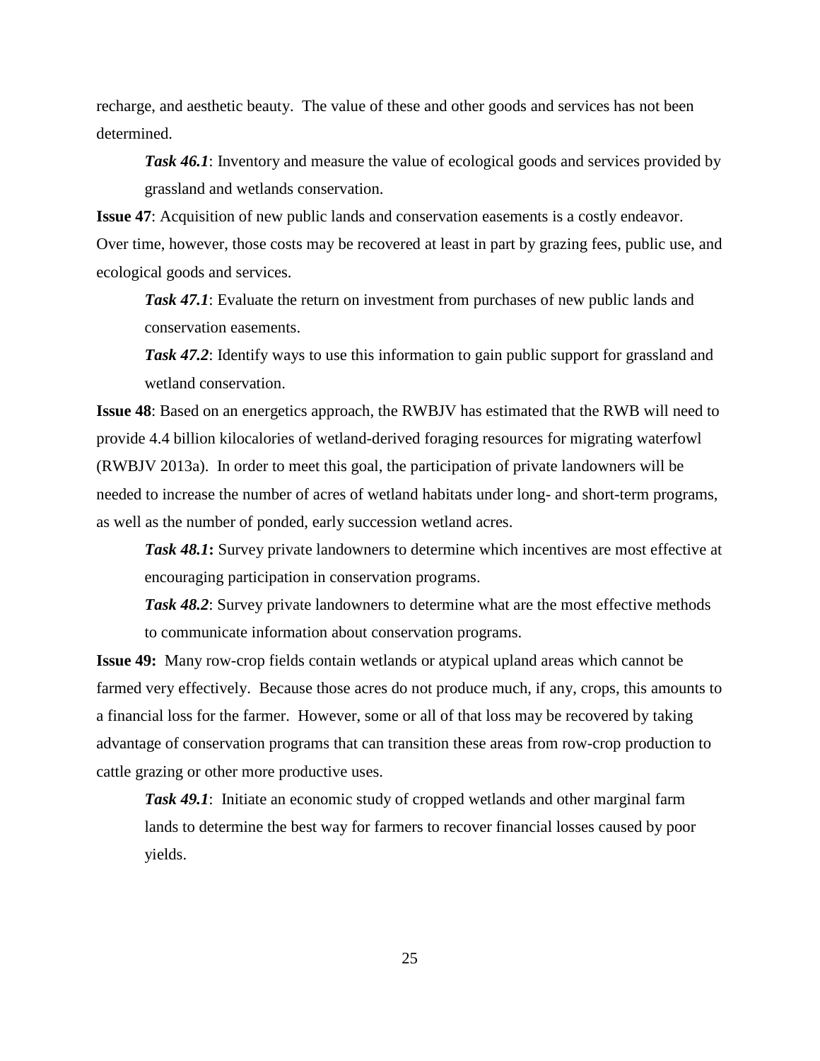recharge, and aesthetic beauty. The value of these and other goods and services has not been determined.

> ***Task 46.1***: Inventory and measure the value of ecological goods and services provided by grassland and wetlands conservation.

**Issue 47**: Acquisition of new public lands and conservation easements is a costly endeavor. Over time, however, those costs may be recovered at least in part by grazing fees, public use, and ecological goods and services.

> ***Task 47.1***: Evaluate the return on investment from purchases of new public lands and conservation easements.
>
> ***Task 47.2***: Identify ways to use this information to gain public support for grassland and wetland conservation.

**Issue 48**: Based on an energetics approach, the RWBJV has estimated that the RWB will need to provide 4.4 billion kilocalories of wetland-derived foraging resources for migrating waterfowl (RWBJV 2013a). In order to meet this goal, the participation of private landowners will be needed to increase the number of acres of wetland habitats under long- and short-term programs, as well as the number of ponded, early succession wetland acres.

> ***Task 48.1*****:** Survey private landowners to determine which incentives are most effective at encouraging participation in conservation programs.
>
> ***Task 48.2***: Survey private landowners to determine what are the most effective methods to communicate information about conservation programs.

**Issue 49:** Many row-crop fields contain wetlands or atypical upland areas which cannot be farmed very effectively. Because those acres do not produce much, if any, crops, this amounts to a financial loss for the farmer. However, some or all of that loss may be recovered by taking advantage of conservation programs that can transition these areas from row-crop production to cattle grazing or other more productive uses.

> ***Task 49.1***: Initiate an economic study of cropped wetlands and other marginal farm lands to determine the best way for farmers to recover financial losses caused by poor yields.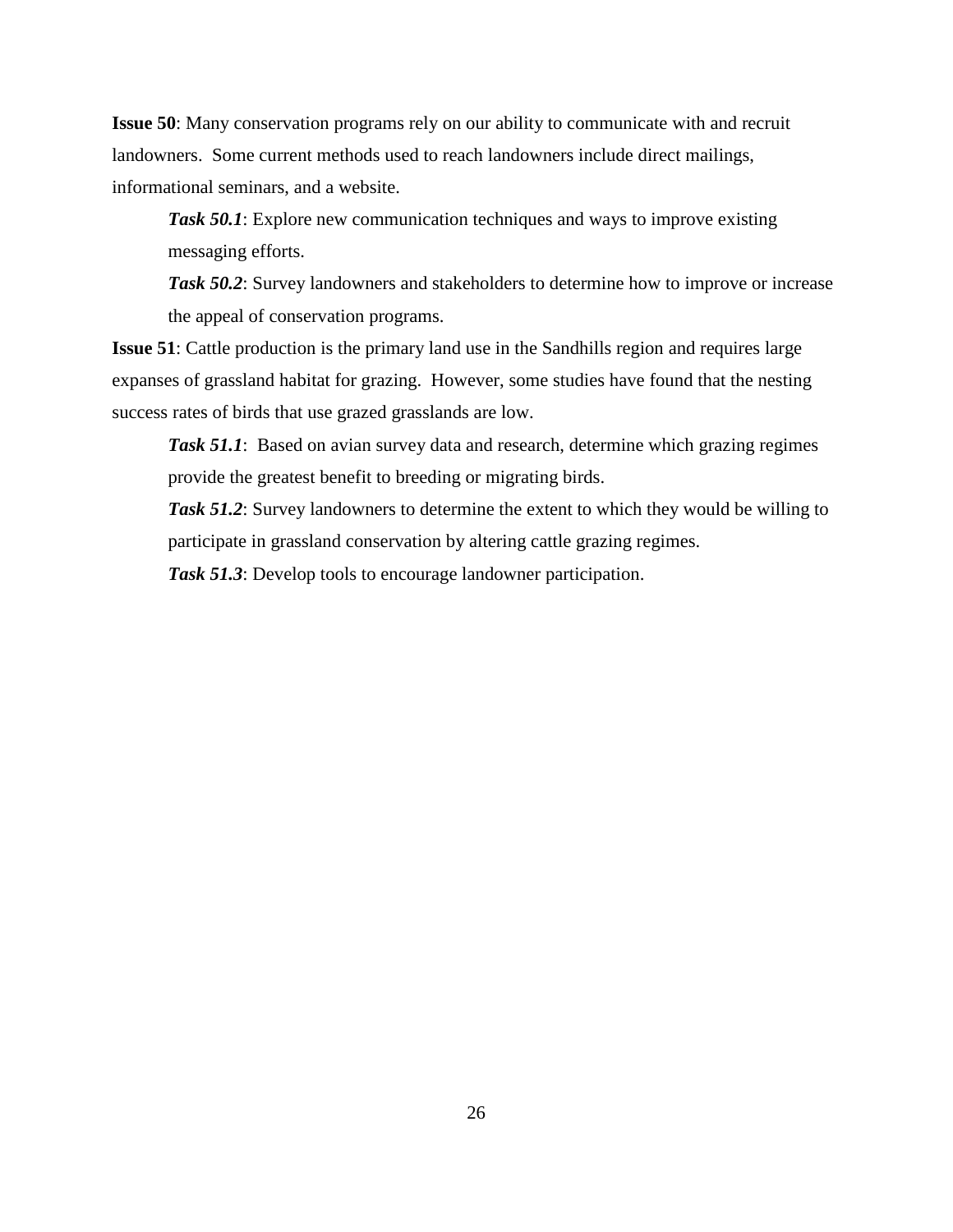**Issue 50**: Many conservation programs rely on our ability to communicate with and recruit landowners. Some current methods used to reach landowners include direct mailings, informational seminars, and a website.

> ***Task 50.1***: Explore new communication techniques and ways to improve existing messaging efforts.
>
> ***Task 50.2***: Survey landowners and stakeholders to determine how to improve or increase the appeal of conservation programs.

**Issue 51**: Cattle production is the primary land use in the Sandhills region and requires large expanses of grassland habitat for grazing. However, some studies have found that the nesting success rates of birds that use grazed grasslands are low.

> ***Task 51.1***: Based on avian survey data and research, determine which grazing regimes provide the greatest benefit to breeding or migrating birds.
>
> ***Task 51.2***: Survey landowners to determine the extent to which they would be willing to participate in grassland conservation by altering cattle grazing regimes.
>
> ***Task 51.3***: Develop tools to encourage landowner participation.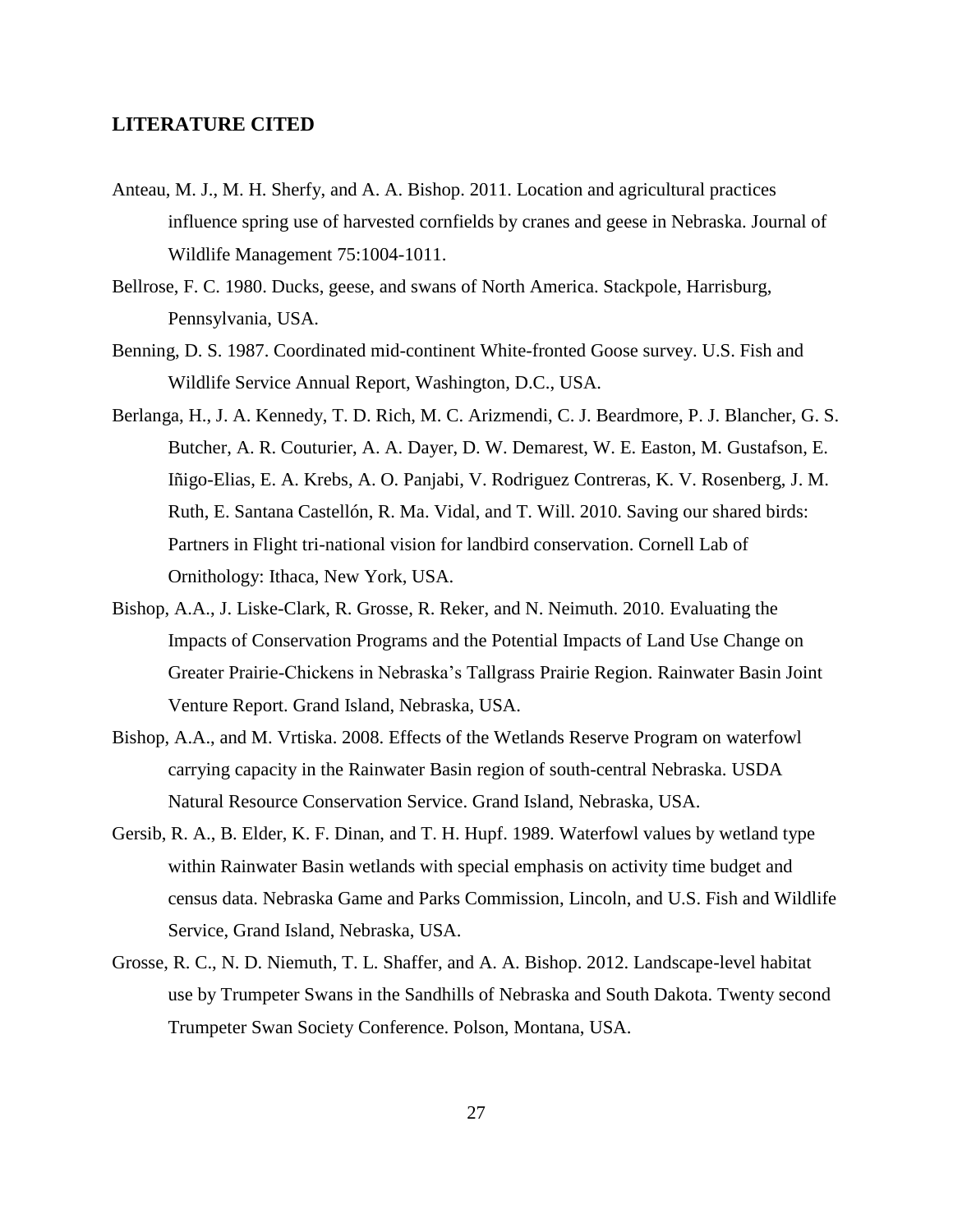## LITERATURE CITED

Anteau, M. J., M. H. Sherfy, and A. A. Bishop. 2011. Location and agricultural practices influence spring use of harvested cornfields by cranes and geese in Nebraska. Journal of Wildlife Management 75:1004-1011.

Bellrose, F. C. 1980. Ducks, geese, and swans of North America. Stackpole, Harrisburg, Pennsylvania, USA.

Benning, D. S. 1987. Coordinated mid-continent White-fronted Goose survey. U.S. Fish and Wildlife Service Annual Report, Washington, D.C., USA.

Berlanga, H., J. A. Kennedy, T. D. Rich, M. C. Arizmendi, C. J. Beardmore, P. J. Blancher, G. S. Butcher, A. R. Couturier, A. A. Dayer, D. W. Demarest, W. E. Easton, M. Gustafson, E. Iñigo-Elias, E. A. Krebs, A. O. Panjabi, V. Rodriguez Contreras, K. V. Rosenberg, J. M. Ruth, E. Santana Castellón, R. Ma. Vidal, and T. Will. 2010. Saving our shared birds: Partners in Flight tri-national vision for landbird conservation. Cornell Lab of Ornithology: Ithaca, New York, USA.

Bishop, A.A., J. Liske-Clark, R. Grosse, R. Reker, and N. Neimuth. 2010. Evaluating the Impacts of Conservation Programs and the Potential Impacts of Land Use Change on Greater Prairie-Chickens in Nebraska's Tallgrass Prairie Region. Rainwater Basin Joint Venture Report. Grand Island, Nebraska, USA.

Bishop, A.A., and M. Vrtiska. 2008. Effects of the Wetlands Reserve Program on waterfowl carrying capacity in the Rainwater Basin region of south-central Nebraska. USDA Natural Resource Conservation Service. Grand Island, Nebraska, USA.

Gersib, R. A., B. Elder, K. F. Dinan, and T. H. Hupf. 1989. Waterfowl values by wetland type within Rainwater Basin wetlands with special emphasis on activity time budget and census data. Nebraska Game and Parks Commission, Lincoln, and U.S. Fish and Wildlife Service, Grand Island, Nebraska, USA.

Grosse, R. C., N. D. Niemuth, T. L. Shaffer, and A. A. Bishop. 2012. Landscape-level habitat use by Trumpeter Swans in the Sandhills of Nebraska and South Dakota. Twenty second Trumpeter Swan Society Conference. Polson, Montana, USA.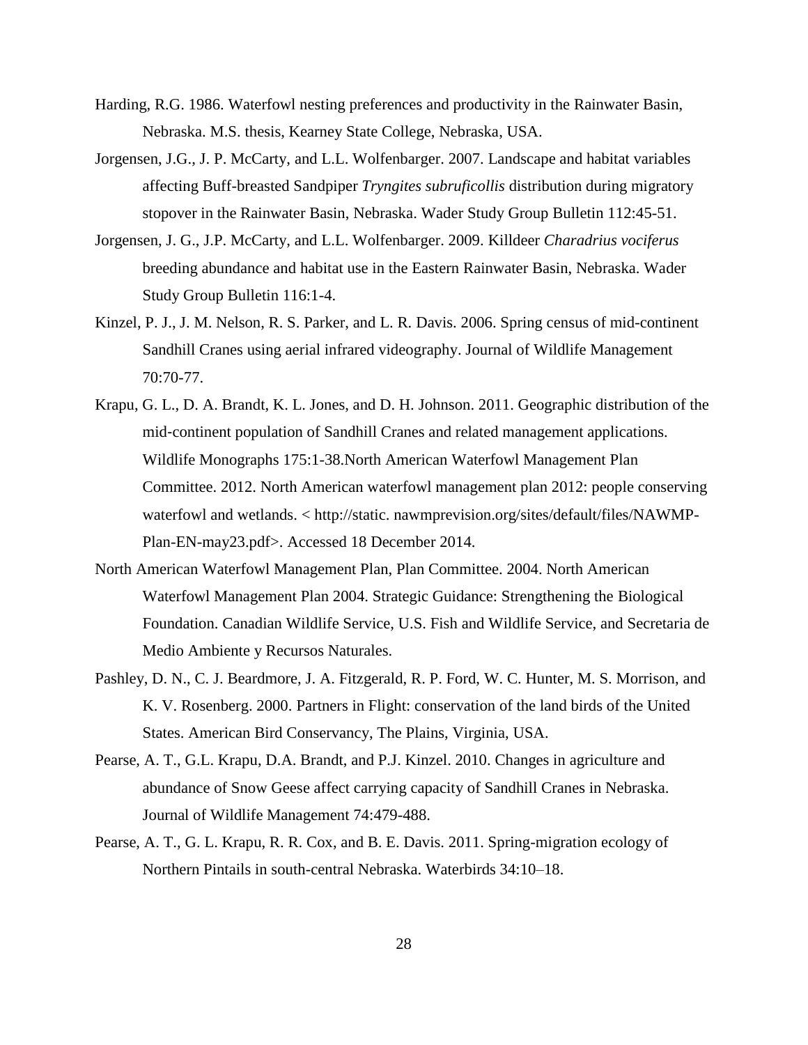Harding, R.G. 1986. Waterfowl nesting preferences and productivity in the Rainwater Basin, Nebraska. M.S. thesis, Kearney State College, Nebraska, USA.

Jorgensen, J.G., J. P. McCarty, and L.L. Wolfenbarger. 2007. Landscape and habitat variables affecting Buff-breasted Sandpiper *Tryngites subruficollis* distribution during migratory stopover in the Rainwater Basin, Nebraska. Wader Study Group Bulletin 112:45-51.

Jorgensen, J. G., J.P. McCarty, and L.L. Wolfenbarger. 2009. Killdeer *Charadrius vociferus* breeding abundance and habitat use in the Eastern Rainwater Basin, Nebraska. Wader Study Group Bulletin 116:1-4.

Kinzel, P. J., J. M. Nelson, R. S. Parker, and L. R. Davis. 2006. Spring census of mid-continent Sandhill Cranes using aerial infrared videography. Journal of Wildlife Management 70:70-77.

Krapu, G. L., D. A. Brandt, K. L. Jones, and D. H. Johnson. 2011. Geographic distribution of the mid-continent population of Sandhill Cranes and related management applications. Wildlife Monographs 175:1-38.North American Waterfowl Management Plan Committee. 2012. North American waterfowl management plan 2012: people conserving waterfowl and wetlands. < http://static. nawmprevision.org/sites/default/files/NAWMP-Plan-EN-may23.pdf>. Accessed 18 December 2014.

North American Waterfowl Management Plan, Plan Committee. 2004. North American Waterfowl Management Plan 2004. Strategic Guidance: Strengthening the Biological Foundation. Canadian Wildlife Service, U.S. Fish and Wildlife Service, and Secretaria de Medio Ambiente y Recursos Naturales.

Pashley, D. N., C. J. Beardmore, J. A. Fitzgerald, R. P. Ford, W. C. Hunter, M. S. Morrison, and K. V. Rosenberg. 2000. Partners in Flight: conservation of the land birds of the United States. American Bird Conservancy, The Plains, Virginia, USA.

Pearse, A. T., G.L. Krapu, D.A. Brandt, and P.J. Kinzel. 2010. Changes in agriculture and abundance of Snow Geese affect carrying capacity of Sandhill Cranes in Nebraska. Journal of Wildlife Management 74:479-488.

Pearse, A. T., G. L. Krapu, R. R. Cox, and B. E. Davis. 2011. Spring-migration ecology of Northern Pintails in south-central Nebraska. Waterbirds 34:10–18.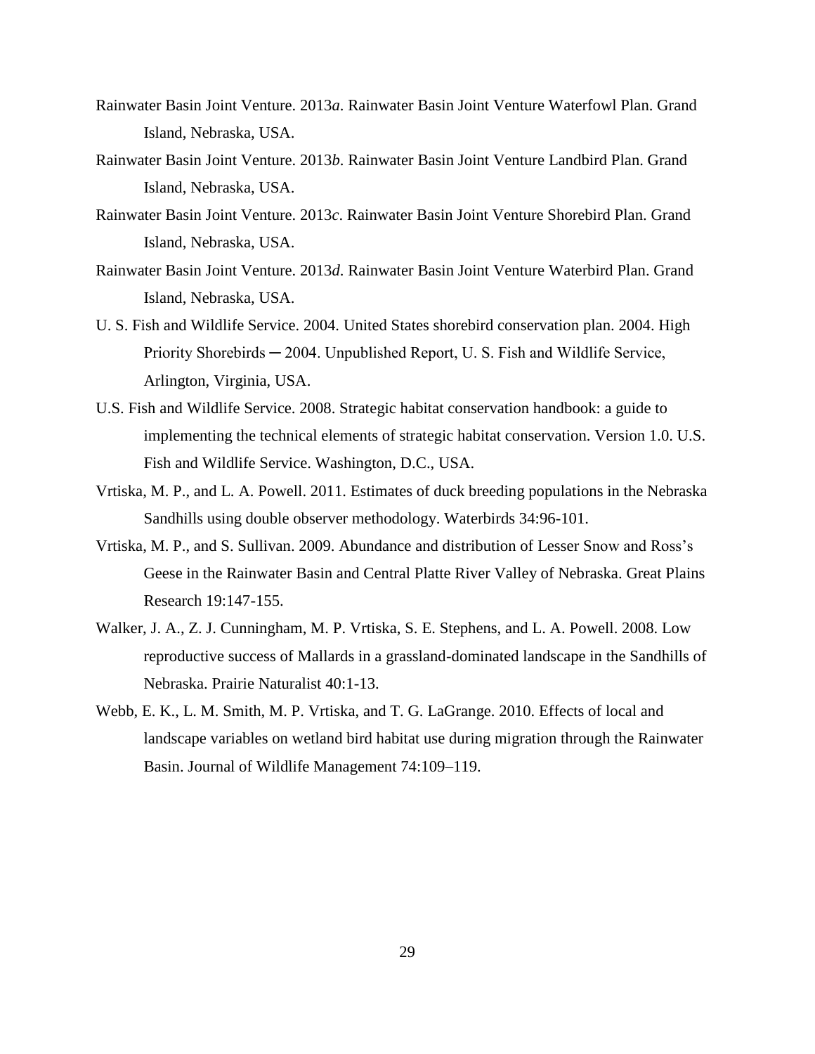Rainwater Basin Joint Venture. 2013*a*. Rainwater Basin Joint Venture Waterfowl Plan. Grand Island, Nebraska, USA.

Rainwater Basin Joint Venture. 2013*b*. Rainwater Basin Joint Venture Landbird Plan. Grand Island, Nebraska, USA.

Rainwater Basin Joint Venture. 2013*c*. Rainwater Basin Joint Venture Shorebird Plan. Grand Island, Nebraska, USA.

Rainwater Basin Joint Venture. 2013*d*. Rainwater Basin Joint Venture Waterbird Plan. Grand Island, Nebraska, USA.

U. S. Fish and Wildlife Service. 2004. United States shorebird conservation plan. 2004. High Priority Shorebirds ─ 2004. Unpublished Report, U. S. Fish and Wildlife Service, Arlington, Virginia, USA.

U.S. Fish and Wildlife Service. 2008. Strategic habitat conservation handbook: a guide to implementing the technical elements of strategic habitat conservation. Version 1.0. U.S. Fish and Wildlife Service. Washington, D.C., USA.

Vrtiska, M. P., and L. A. Powell. 2011. Estimates of duck breeding populations in the Nebraska Sandhills using double observer methodology. Waterbirds 34:96-101.

Vrtiska, M. P., and S. Sullivan. 2009. Abundance and distribution of Lesser Snow and Ross's Geese in the Rainwater Basin and Central Platte River Valley of Nebraska. Great Plains Research 19:147-155.

Walker, J. A., Z. J. Cunningham, M. P. Vrtiska, S. E. Stephens, and L. A. Powell. 2008. Low reproductive success of Mallards in a grassland-dominated landscape in the Sandhills of Nebraska. Prairie Naturalist 40:1-13.

Webb, E. K., L. M. Smith, M. P. Vrtiska, and T. G. LaGrange. 2010. Effects of local and landscape variables on wetland bird habitat use during migration through the Rainwater Basin. Journal of Wildlife Management 74:109–119.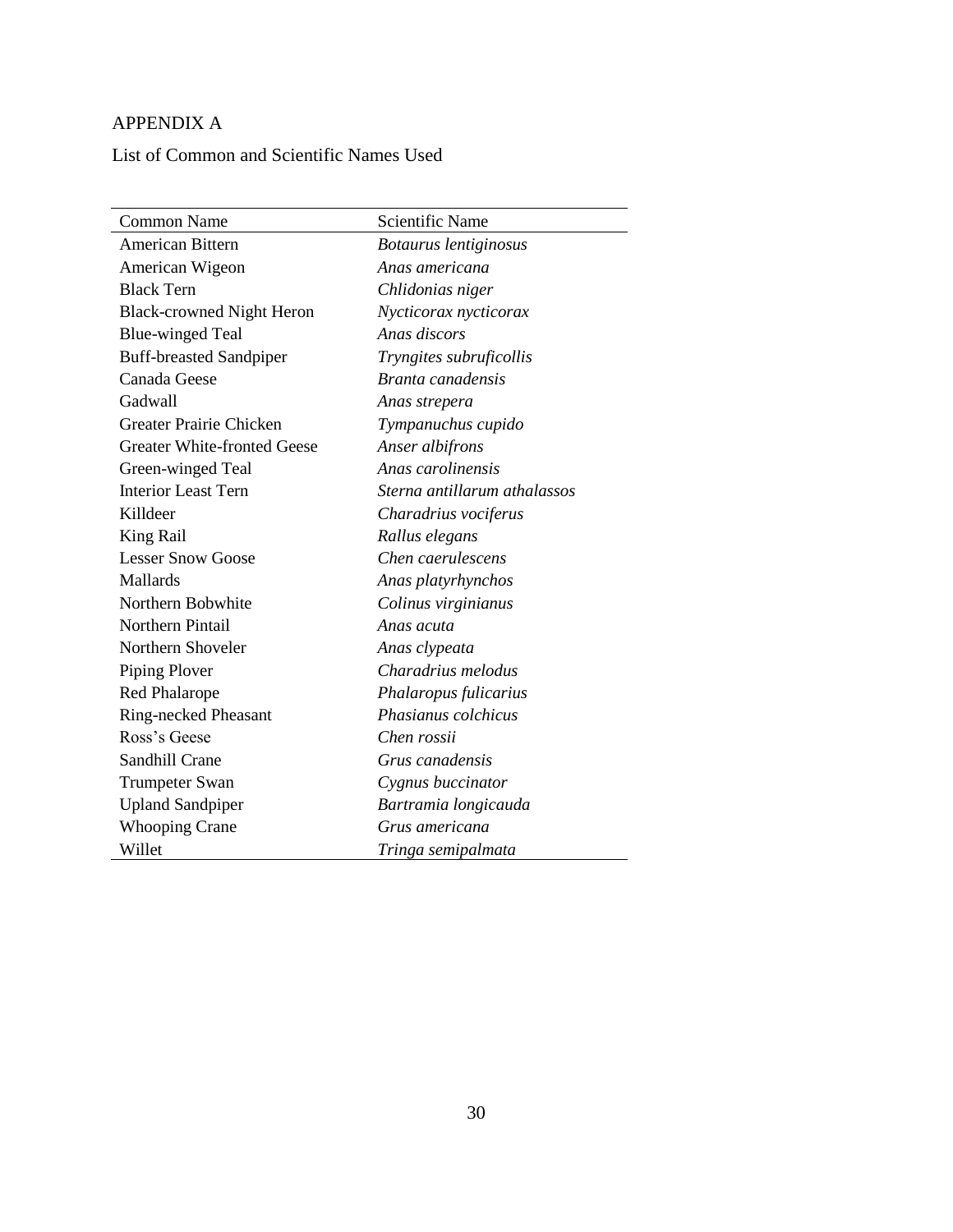# APPENDIX A

List of Common and Scientific Names Used

| Common Name | Scientific Name |
| --- | --- |
| American Bittern | *Botaurus lentiginosus* |
| American Wigeon | *Anas americana* |
| Black Tern | *Chlidonias niger* |
| Black-crowned Night Heron | *Nycticorax nycticorax* |
| Blue-winged Teal | *Anas discors* |
| Buff-breasted Sandpiper | *Tryngites subruficollis* |
| Canada Geese | *Branta canadensis* |
| Gadwall | *Anas strepera* |
| Greater Prairie Chicken | *Tympanuchus cupido* |
| Greater White-fronted Geese | *Anser albifrons* |
| Green-winged Teal | *Anas carolinensis* |
| Interior Least Tern | *Sterna antillarum athalassos* |
| Killdeer | *Charadrius vociferus* |
| King Rail | *Rallus elegans* |
| Lesser Snow Goose | *Chen caerulescens* |
| Mallards | *Anas platyrhynchos* |
| Northern Bobwhite | *Colinus virginianus* |
| Northern Pintail | *Anas acuta* |
| Northern Shoveler | *Anas clypeata* |
| Piping Plover | *Charadrius melodus* |
| Red Phalarope | *Phalaropus fulicarius* |
| Ring-necked Pheasant | *Phasianus colchicus* |
| Ross's Geese | *Chen rossii* |
| Sandhill Crane | *Grus canadensis* |
| Trumpeter Swan | *Cygnus buccinator* |
| Upland Sandpiper | *Bartramia longicauda* |
| Whooping Crane | *Grus americana* |
| Willet | *Tringa semipalmata* |